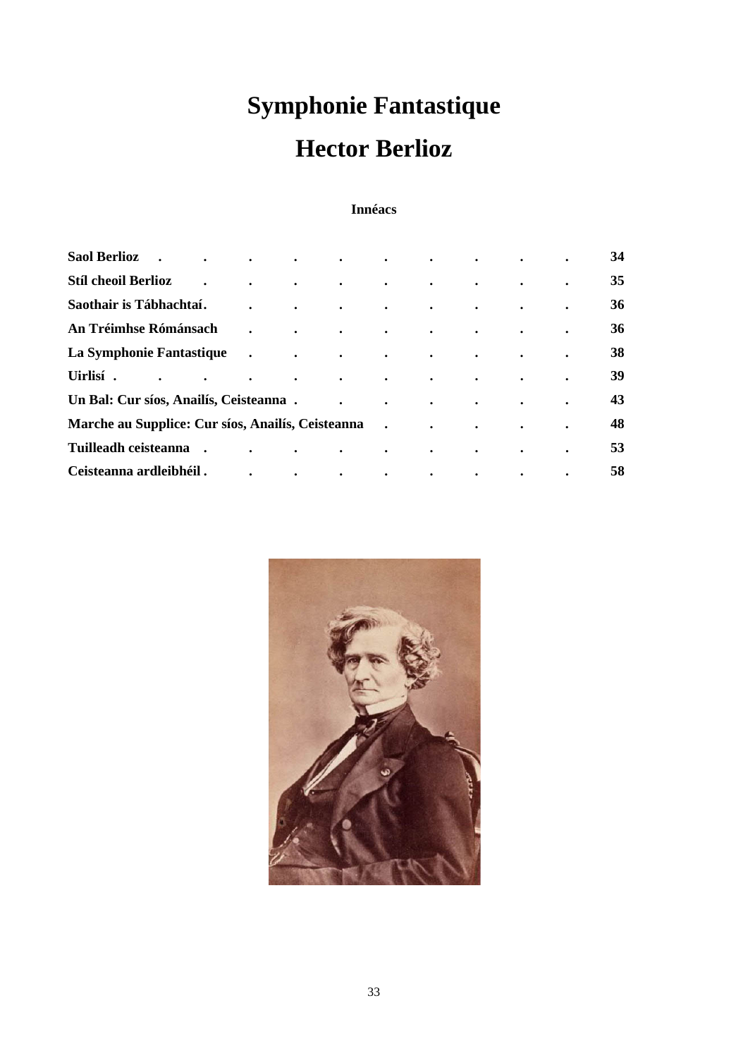# Symphonie Fantastique

# Hector Berlioz

**Innéacs**

| | |
|---|---|
| **Saol Berlioz** | **34** |
| **Stíl cheoil Berlioz** | **35** |
| **Saothair is Tábhachtaí** | **36** |
| **An Tréimhse Rómánsach** | **36** |
| **La Symphonie Fantastique** | **38** |
| **Uirlisí** | **39** |
| **Un Bal: Cur síos, Anailís, Ceisteanna** | **43** |
| **Marche au Supplice: Cur síos, Anailís, Ceisteanna** | **48** |
| **Tuilleadh ceisteanna** | **53** |
| **Ceisteanna ardleibhéil** | **58** |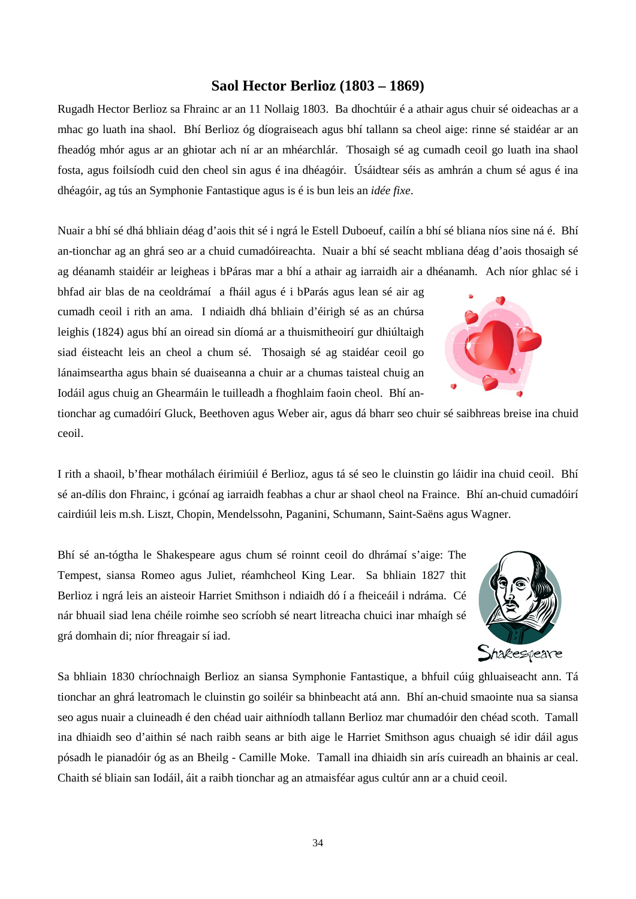# Saol Hector Berlioz (1803 – 1869)

Rugadh Hector Berlioz sa Fhrainc ar an 11 Nollaig 1803. Ba dhochtúir é a athair agus chuir sé oideachas ar a mhac go luath ina shaol. Bhí Berlioz óg díograiseach agus bhí tallann sa cheol aige: rinne sé staidéar ar an fheadóg mhór agus ar an ghiotar ach ní ar an mhéarchlár. Thosaigh sé ag cumadh ceoil go luath ina shaol fosta, agus foilsíodh cuid den cheol sin agus é ina dhéagóir. Úsáidtear séis as amhrán a chum sé agus é ina dhéagóir, ag tús an Symphonie Fantastique agus is é is bun leis an *idée fixe*.

Nuair a bhí sé dhá bhliain déag d'aois thit sé i ngrá le Estell Duboeuf, cailín a bhí sé bliana níos sine ná é. Bhí an-tionchar ag an ghrá seo ar a chuid cumadóireachta. Nuair a bhí sé seacht mbliana déag d'aois thosaigh sé ag déanamh staidéir ar leigheas i bPáras mar a bhí a athair ag iarraidh air a dhéanamh. Ach níor ghlac sé i bhfad air blas de na ceoldrámaí a fháil agus é i bParás agus lean sé air ag cumadh ceoil i rith an ama. I ndiaidh dhá bhliain d'éirigh sé as an chúrsa leighis (1824) agus bhí an oiread sin díomá ar a thuismitheoirí gur dhiúltaigh siad éisteacht leis an cheol a chum sé. Thosaigh sé ag staidéar ceoil go lánaimseartha agus bhain sé duaiseanna a chuir ar a chumas taisteal chuig an Iodáil agus chuig an Ghearmáin le tuilleadh a fhoghlaim faoin cheol. Bhí an-tionchar ag cumadóirí Gluck, Beethoven agus Weber air, agus dá bharr seo chuir sé saibhreas breise ina chuid ceoil.

I rith a shaoil, b'fhear mothálach éirimiúil é Berlioz, agus tá sé seo le cluinstin go láidir ina chuid ceoil. Bhí sé an-dílis don Fhrainc, i gcónaí ag iarraidh feabhas a chur ar shaol cheol na Fraince. Bhí an-chuid cumadóirí cairdiúil leis m.sh. Liszt, Chopin, Mendelssohn, Paganini, Schumann, Saint-Saëns agus Wagner.

Bhí sé an-tógtha le Shakespeare agus chum sé roinnt ceoil do dhrámaí s'aige: The Tempest, siansa Romeo agus Juliet, réamhcheol King Lear. Sa bhliain 1827 thit Berlioz i ngrá leis an aisteoir Harriet Smithson i ndiaidh dó í a fheiceáil i ndráma. Cé nár bhuail siad lena chéile roimhe seo scríobh sé neart litreacha chuici inar mhaígh sé grá domhain di; níor fhreagair sí iad.

Sa bhliain 1830 chríochnaigh Berlioz an siansa Symphonie Fantastique, a bhfuil cúig ghluaiseacht ann. Tá tionchar an ghrá leatromach le cluinstin go soiléir sa bhinbeacht atá ann. Bhí an-chuid smaointe nua sa siansa seo agus nuair a cluineadh é den chéad uair aithníodh tallann Berlioz mar chumadóir den chéad scoth. Tamall ina dhiaidh seo d'aithin sé nach raibh seans ar bith aige le Harriet Smithson agus chuaigh sé idir dáil agus pósadh le pianadóir óg as an Bheilg - Camille Moke. Tamall ina dhiaidh sin arís cuireadh an bhainis ar ceal. Chaith sé bliain san Iodáil, áit a raibh tionchar ag an atmaisféar agus cultúr ann ar a chuid ceoil.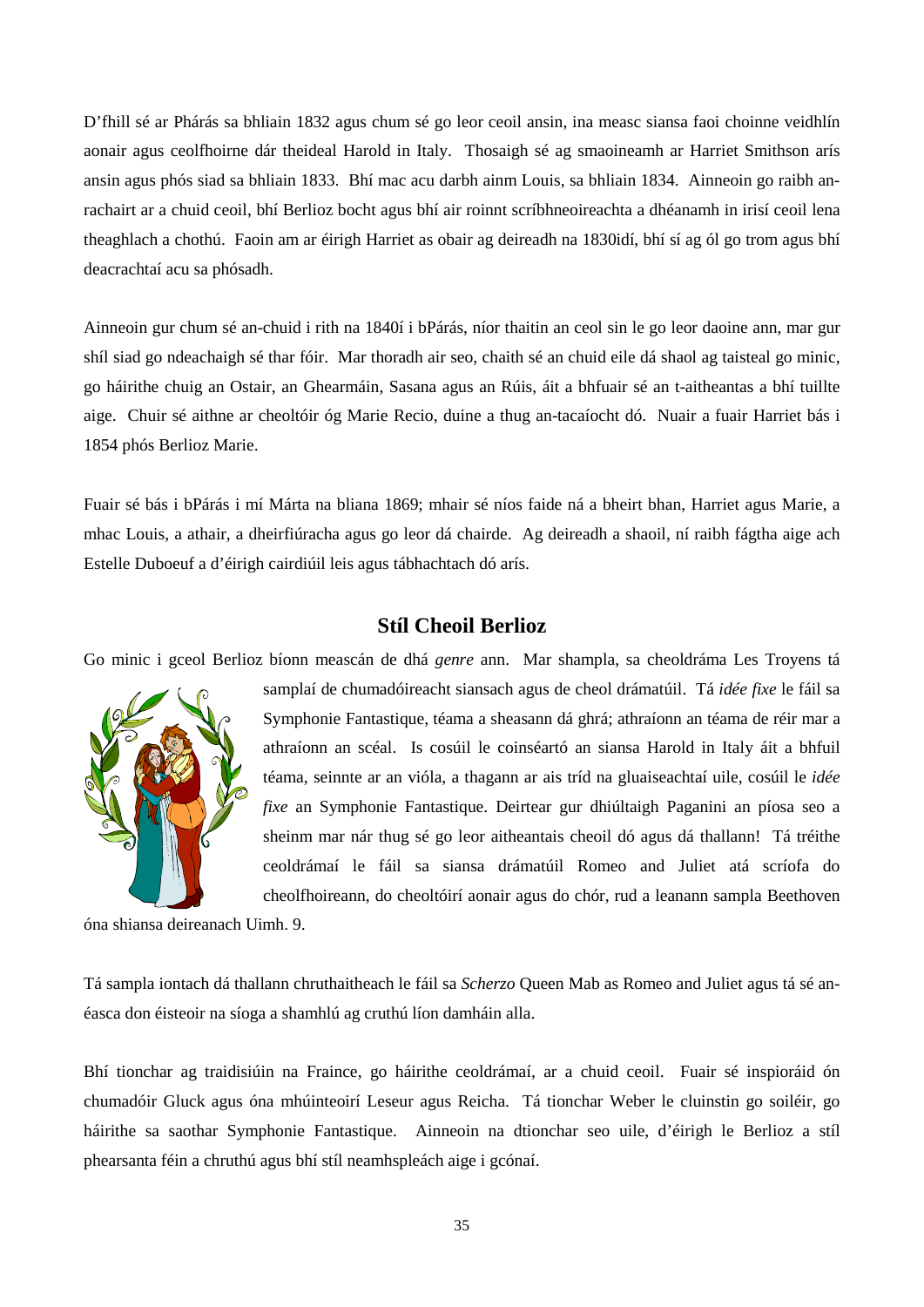D'fhill sé ar Phárás sa bhliain 1832 agus chum sé go leor ceoil ansin, ina measc siansa faoi choinne veidhlín aonair agus ceolfhoirne dár theideal Harold in Italy. Thosaigh sé ag smaoineamh ar Harriet Smithson arís ansin agus phós siad sa bhliain 1833. Bhí mac acu darbh ainm Louis, sa bhliain 1834. Ainneoin go raibh an-rachairt ar a chuid ceoil, bhí Berlioz bocht agus bhí air roinnt scríbhneoireachta a dhéanamh in irisí ceoil lena theaghlach a chothú. Faoin am ar éirigh Harriet as obair ag deireadh na 1830idí, bhí sí ag ól go trom agus bhí deacrachtaí acu sa phósadh.

Ainneoin gur chum sé an-chuid i rith na 1840í i bPárás, níor thaitin an ceol sin le go leor daoine ann, mar gur shíl siad go ndeachaigh sé thar fóir. Mar thoradh air seo, chaith sé an chuid eile dá shaol ag taisteal go minic, go háirithe chuig an Ostair, an Ghearmáin, Sasana agus an Rúis, áit a bhfuair sé an t-aitheantas a bhí tuillte aige. Chuir sé aithne ar cheoltóir óg Marie Recio, duine a thug an-tacaíocht dó. Nuair a fuair Harriet bás i 1854 phós Berlioz Marie.

Fuair sé bás i bPárás i mí Márta na bliana 1869; mhair sé níos faide ná a bheirt bhan, Harriet agus Marie, a mhac Louis, a athair, a dheirfiúracha agus go leor dá chairde. Ag deireadh a shaoil, ní raibh fágtha aige ach Estelle Duboeuf a d'éirigh cairdiúil leis agus tábhachtach dó arís.

## Stíl Cheoil Berlioz

Go minic i gceol Berlioz bíonn meascán de dhá *genre* ann. Mar shampla, sa cheoldráma Les Troyens tá samplaí de chumadóireacht siansach agus de cheol drámatúil. Tá *idée fixe* le fáil sa Symphonie Fantastique, téama a sheasann dá ghrá; athraíonn an téama de réir mar a athraíonn an scéal. Is cosúil le coinséartó an siansa Harold in Italy áit a bhfuil téama, seinnte ar an vióla, a thagann ar ais tríd na gluaiseachtaí uile, cosúil le *idée fixe* an Symphonie Fantastique. Deirtear gur dhiúltaigh Paganini an píosa seo a sheinm mar nár thug sé go leor aitheantais cheoil dó agus dá thallann! Tá tréithe ceoldrámaí le fáil sa siansa drámatúil Romeo and Juliet atá scríofa do cheolfhoireann, do cheoltóirí aonair agus do chór, rud a leanann sampla Beethoven óna shiansa deireanach Uimh. 9.

Tá sampla iontach dá thallann chruthaitheach le fáil sa *Scherzo* Queen Mab as Romeo and Juliet agus tá sé an-éasca don éisteoir na síoga a shamhlú ag cruthú líon damháin alla.

Bhí tionchar ag traidisiúin na Fraince, go háirithe ceoldrámaí, ar a chuid ceoil. Fuair sé inspioráid ón chumadóir Gluck agus óna mhúinteoirí Leseur agus Reicha. Tá tionchar Weber le cluinstin go soiléir, go háirithe sa saothar Symphonie Fantastique. Ainneoin na dtionchar seo uile, d'éirigh le Berlioz a stíl phearsanta féin a chruthú agus bhí stíl neamhspleách aige i gcónaí.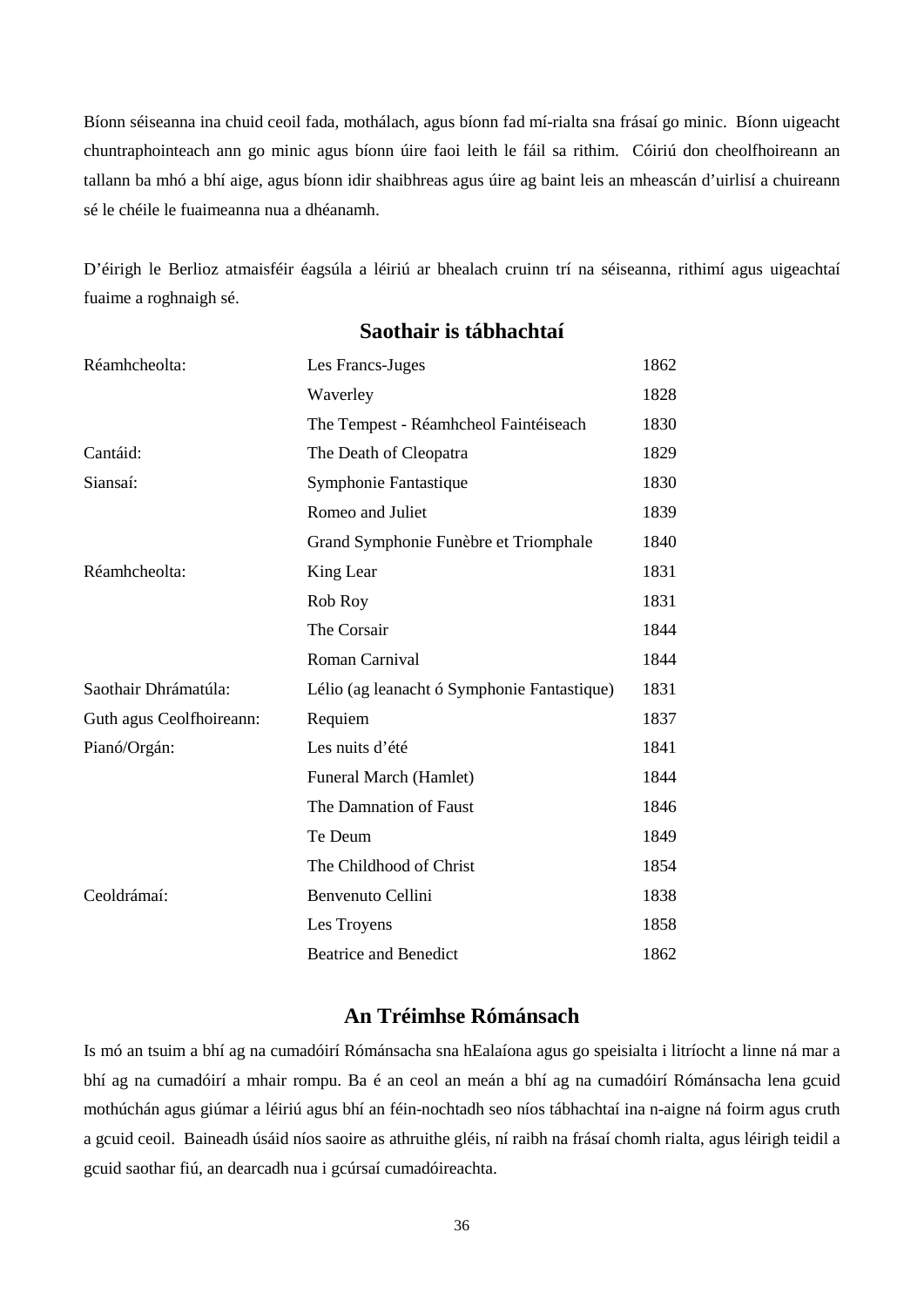Bíonn séiseanna ina chuid ceoil fada, mothálach, agus bíonn fad mí-rialta sna frásaí go minic. Bíonn uigeacht chuntraphointeach ann go minic agus bíonn úire faoi leith le fáil sa rithim. Cóiriú don cheolfhoireann an tallann ba mhó a bhí aige, agus bíonn idir shaibhreas agus úire ag baint leis an mheascán d'uirlisí a chuireann sé le chéile le fuaimeanna nua a dhéanamh.

D'éirigh le Berlioz atmaisféir éagsúla a léiriú ar bhealach cruinn trí na séiseanna, rithimí agus uigeachtaí fuaime a roghnaigh sé.

## Saothair is tábhachtaí

| | | |
|---|---|---|
| Réamhcheolta: | Les Francs-Juges | 1862 |
| | Waverley | 1828 |
| | The Tempest - Réamhcheol Faintéiseach | 1830 |
| Cantáid: | The Death of Cleopatra | 1829 |
| Siansaí: | Symphonie Fantastique | 1830 |
| | Romeo and Juliet | 1839 |
| | Grand Symphonie Funèbre et Triomphale | 1840 |
| Réamhcheolta: | King Lear | 1831 |
| | Rob Roy | 1831 |
| | The Corsair | 1844 |
| | Roman Carnival | 1844 |
| Saothair Dhrámatúla: | Lélio (ag leanacht ó Symphonie Fantastique) | 1831 |
| Guth agus Ceolfhoireann: | Requiem | 1837 |
| Pianó/Orgán: | Les nuits d'été | 1841 |
| | Funeral March (Hamlet) | 1844 |
| | The Damnation of Faust | 1846 |
| | Te Deum | 1849 |
| | The Childhood of Christ | 1854 |
| Ceoldrámaí: | Benvenuto Cellini | 1838 |
| | Les Troyens | 1858 |
| | Beatrice and Benedict | 1862 |

## An Tréimhse Rómánsach

Is mó an tsuim a bhí ag na cumadóirí Rómánsacha sna hEalaíona agus go speisialta i litríocht a linne ná mar a bhí ag na cumadóirí a mhair rompu. Ba é an ceol an meán a bhí ag na cumadóirí Rómánsacha lena gcuid mothúchán agus giúmar a léiriú agus bhí an féin-nochtadh seo níos tábhachtaí ina n-aigne ná foirm agus cruth a gcuid ceoil. Baineadh úsáid níos saoire as athruithe gléis, ní raibh na frásaí chomh rialta, agus léirigh teidil a gcuid saothar fiú, an dearcadh nua i gcúrsaí cumadóireachta.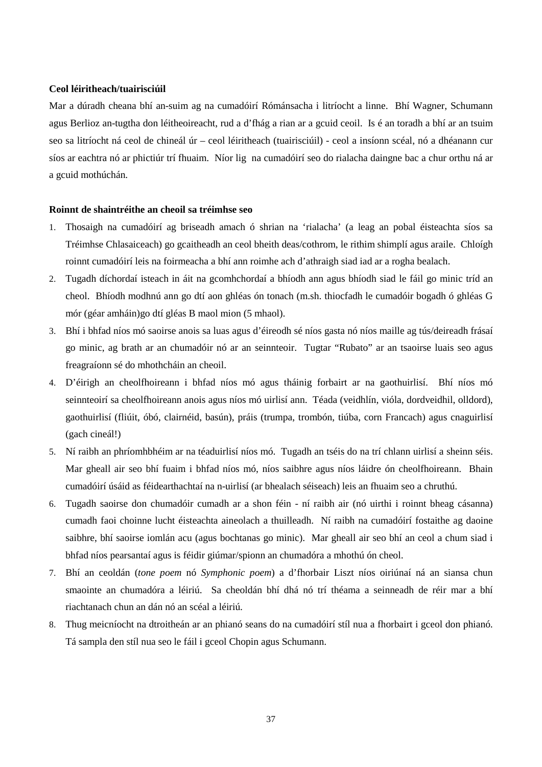**Ceol léiritheach/tuairisciúil**

Mar a dúradh cheana bhí an-suim ag na cumadóirí Rómánsacha i litríocht a linne. Bhí Wagner, Schumann agus Berlioz an-tugtha don léitheoireacht, rud a d'fhág a rian ar a gcuid ceoil. Is é an toradh a bhí ar an tsuim seo sa litríocht ná ceol de chineál úr – ceol léiritheach (tuairisciúil) - ceol a insíonn scéal, nó a dhéanann cur síos ar eachtra nó ar phictiúr trí fhuaim. Níor lig na cumadóirí seo do rialacha daingne bac a chur orthu ná ar a gcuid mothúchán.

**Roinnt de shaintréithe an cheoil sa tréimhse seo**

1. Thosaigh na cumadóirí ag briseadh amach ó shrian na 'rialacha' (a leag an pobal éisteachta síos sa Tréimhse Chlasaiceach) go gcaitheadh an ceol bheith deas/cothrom, le rithim shimplí agus araile. Chloígh roinnt cumadóirí leis na foirmeacha a bhí ann roimhe ach d'athraigh siad iad ar a rogha bealach.
2. Tugadh díchordaí isteach in áit na gcomhchordaí a bhíodh ann agus bhíodh siad le fáil go minic tríd an cheol. Bhíodh modhnú ann go dtí aon ghléas ón tonach (m.sh. thiocfadh le cumadóir bogadh ó ghléas G mór (géar amháin)go dtí gléas B maol mion (5 mhaol).
3. Bhí i bhfad níos mó saoirse anois sa luas agus d'éireodh sé níos gasta nó níos maille ag tús/deireadh frásaí go minic, ag brath ar an chumadóir nó ar an seinnteoir. Tugtar "Rubato" ar an tsaoirse luais seo agus freagraíonn sé do mhothcháin an cheoil.
4. D'éirigh an cheolfhoireann i bhfad níos mó agus tháinig forbairt ar na gaothuirlisí. Bhí níos mó seinnteoirí sa cheolfhoireann anois agus níos mó uirlisí ann. Téada (veidhlín, vióla, dordveidhil, olldord), gaothuirlisí (fliúit, óbó, clairnéid, basún), práis (trumpa, trombón, tiúba, corn Francach) agus cnaguirlisí (gach cineál!)
5. Ní raibh an phríomhbhéim ar na téaduirlisí níos mó. Tugadh an tséis do na trí chlann uirlisí a sheinn séis. Mar gheall air seo bhí fuaim i bhfad níos mó, níos saibhre agus níos láidre ón cheolfhoireann. Bhain cumadóirí úsáid as féidearthachtaí na n-uirlisí (ar bhealach séiseach) leis an fhuaim seo a chruthú.
6. Tugadh saoirse don chumadóir cumadh ar a shon féin - ní raibh air (nó uirthi i roinnt bheag cásanna) cumadh faoi choinne lucht éisteachta aineolach a thuilleadh. Ní raibh na cumadóirí fostaithe ag daoine saibhre, bhí saoirse iomlán acu (agus bochtanas go minic). Mar gheall air seo bhí an ceol a chum siad i bhfad níos pearsantaí agus is féidir giúmar/spionn an chumadóra a mhothú ón cheol.
7. Bhí an ceoldán (*tone poem* nó *Symphonic poem*) a d'fhorbair Liszt níos oiriúnaí ná an siansa chun smaointe an chumadóra a léiriú. Sa cheoldán bhí dhá nó trí théama a seinneadh de réir mar a bhí riachtanach chun an dán nó an scéal a léiriú.
8. Thug meicníocht na dtroitheán ar an phianó seans do na cumadóirí stíl nua a fhorbairt i gceol don phianó. Tá sampla den stíl nua seo le fáil i gceol Chopin agus Schumann.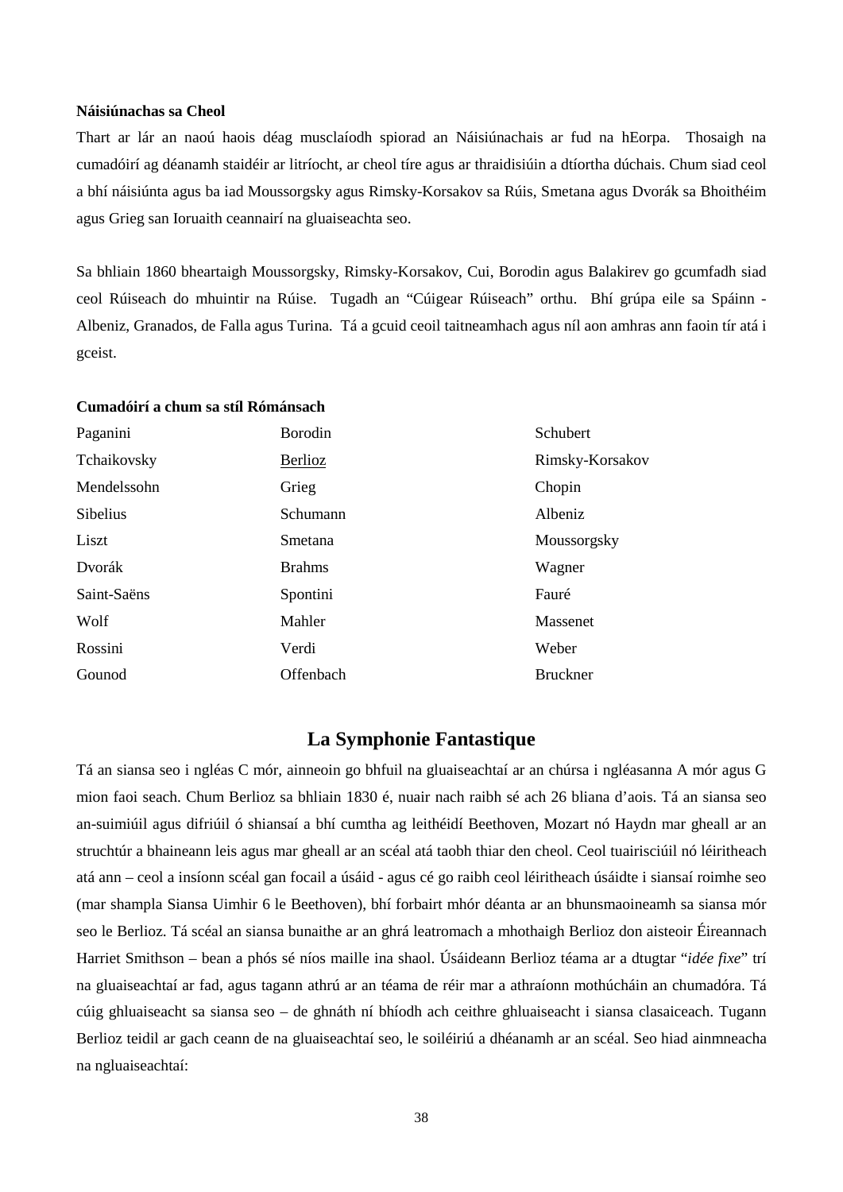**Náisiúnachas sa Cheol**

Thart ar lár an naoú haois déag musclaíodh spiorad an Náisiúnachais ar fud na hEorpa. Thosaigh na cumadóirí ag déanamh staidéir ar litríocht, ar cheol tíre agus ar thraidisiúin a dtíortha dúchais. Chum siad ceol a bhí náisiúnta agus ba iad Moussorgsky agus Rimsky-Korsakov sa Rúis, Smetana agus Dvorák sa Bhoithéim agus Grieg san Ioruaith ceannairí na gluaiseachta seo.

Sa bhliain 1860 bheartaigh Moussorgsky, Rimsky-Korsakov, Cui, Borodin agus Balakirev go gcumfadh siad ceol Rúiseach do mhuintir na Rúise. Tugadh an "Cúigear Rúiseach" orthu. Bhí grúpa eile sa Spáinn - Albeniz, Granados, de Falla agus Turina. Tá a gcuid ceoil taitneamhach agus níl aon amhras ann faoin tír atá i gceist.

**Cumadóirí a chum sa stíl Rómánsach**

| | | |
|---|---|---|
| Paganini | Borodin | Schubert |
| Tchaikovsky | Berlioz | Rimsky-Korsakov |
| Mendelssohn | Grieg | Chopin |
| Sibelius | Schumann | Albeniz |
| Liszt | Smetana | Moussorgsky |
| Dvorák | Brahms | Wagner |
| Saint-Saëns | Spontini | Fauré |
| Wolf | Mahler | Massenet |
| Rossini | Verdi | Weber |
| Gounod | Offenbach | Bruckner |

## La Symphonie Fantastique

Tá an siansa seo i ngléas C mór, ainneoin go bhfuil na gluaiseachtaí ar an chúrsa i ngléasanna A mór agus G mion faoi seach. Chum Berlioz sa bhliain 1830 é, nuair nach raibh sé ach 26 bliana d'aois. Tá an siansa seo an-suimiúil agus difriúil ó shiansaí a bhí cumtha ag leithéidí Beethoven, Mozart nó Haydn mar gheall ar an struchtúr a bhaineann leis agus mar gheall ar an scéal atá taobh thiar den cheol. Ceol tuairisciúil nó léiritheach atá ann – ceol a insíonn scéal gan focail a úsáid - agus cé go raibh ceol léiritheach úsáidte i siansaí roimhe seo (mar shampla Siansa Uimhir 6 le Beethoven), bhí forbairt mhór déanta ar an bhunsmaoineamh sa siansa mór seo le Berlioz. Tá scéal an siansa bunaithe ar an ghrá leatromach a mhothaigh Berlioz don aisteoir Éireannach Harriet Smithson – bean a phós sé níos maille ina shaol. Úsáideann Berlioz téama ar a dtugtar "*idée fixe*" trí na gluaiseachtaí ar fad, agus tagann athrú ar an téama de réir mar a athraíonn mothúcháin an chumadóra. Tá cúig ghluaiseacht sa siansa seo – de ghnáth ní bhíodh ach ceithre ghluaiseacht i siansa clasaiceach. Tugann Berlioz teidil ar gach ceann de na gluaiseachtaí seo, le soiléiriú a dhéanamh ar an scéal. Seo hiad ainmneacha na ngluaiseachtaí: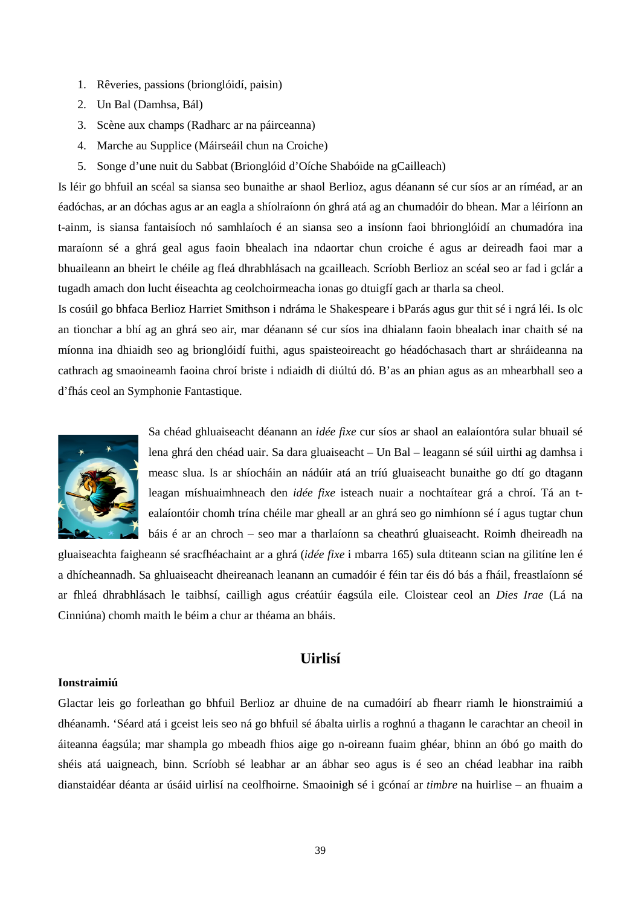1. Rêveries, passions (brionglóidí, paisin)
2. Un Bal (Damhsa, Bál)
3. Scène aux champs (Radharc ar na páirceanna)
4. Marche au Supplice (Máirseáil chun na Croiche)
5. Songe d'une nuit du Sabbat (Brionglóid d'Oíche Shabóide na gCailleach)

Is léir go bhfuil an scéal sa siansa seo bunaithe ar shaol Berlioz, agus déanann sé cur síos ar an ríméad, ar an éadóchas, ar an dóchas agus ar an eagla a shíolraíonn ón ghrá atá ag an chumadóir do bhean. Mar a léiríonn an t-ainm, is siansa fantaisíoch nó samhlaíoch é an siansa seo a insíonn faoi bhrionglóidí an chumadóra ina maraíonn sé a ghrá geal agus faoin bhealach ina ndaortar chun croiche é agus ar deireadh faoi mar a bhuaileann an bheirt le chéile ag fleá dhrabhlásach na gcailleach. Scríobh Berlioz an scéal seo ar fad i gclár a tugadh amach don lucht éiseachta ag ceolchoirmeacha ionas go dtuigfí gach ar tharla sa cheol.

Is cosúil go bhfaca Berlioz Harriet Smithson i ndráma le Shakespeare i bPárás agus gur thit sé i ngrá léi. Is olc an tionchar a bhí ag an ghrá seo air, mar déanann sé cur síos ina dhialann faoin bhealach inar chaith sé na míonna ina dhiaidh seo ag brionglóidí fuithi, agus spaisteoireacht go héadóchasach thart ar shráideanna na cathrach ag smaoineamh faoina chroí briste i ndiaidh di diúltú dó. B'as an phian agus as an mhearbhall seo a d'fhás ceol an Symphonie Fantastique.

Sa chéad ghluaiseacht déanann an *idée fixe* cur síos ar shaol an ealaíontóra sular bhuail sé lena ghrá den chéad uair. Sa dara gluaiseacht – Un Bal – leagann sé súil uirthi ag damhsa i measc slua. Is ar shíocháin an nádúir atá an tríú gluaiseacht bunaithe go dtí go dtagann leagan míshuaimhneach den *idée fixe* isteach nuair a nochtaítear grá a chroí. Tá an t-ealaíontóir chomh trína chéile mar gheall ar an ghrá seo go nimhíonn sé í agus tugtar chun báis é ar an chroch – seo mar a tharlaíonn sa cheathrú gluaiseacht. Roimh dheireadh na gluaiseachta faigheann sé sracfhéachaint ar a ghrá (*idée fixe* i mbarra 165) sula dtiteann scian na gilitíne len é a dhícheannadh. Sa ghluaiseacht dheireanach leanann an cumadóir é féin tar éis dó bás a fháil, freastlaíonn sé ar fhleá dhrabhlásach le taibhsí, cailligh agus créatúir éagsúla eile. Cloistear ceol an *Dies Irae* (Lá na Cinniúna) chomh maith le béim a chur ar théama an bháis.

## Uirlisí

**Ionstraimiú**

Glactar leis go forleathan go bhfuil Berlioz ar dhuine de na cumadóirí ab fhearr riamh le hionstraimiú a dhéanamh. 'Séard atá i gceist leis seo ná go bhfuil sé ábalta uirlis a roghnú a thagann le carachtar an cheoil in áiteanna éagsúla; mar shampla go mbeadh fhios aige go n-oireann fuaim ghéar, bhinn an óbó go maith do shéis atá uaigneach, binn. Scríobh sé leabhar ar an ábhar seo agus is é seo an chéad leabhar ina raibh dianstaidéar déanta ar úsáid uirlisí na ceolfhoirne. Smaoinigh sé i gcónaí ar *timbre* na huirlise – an fhuaim a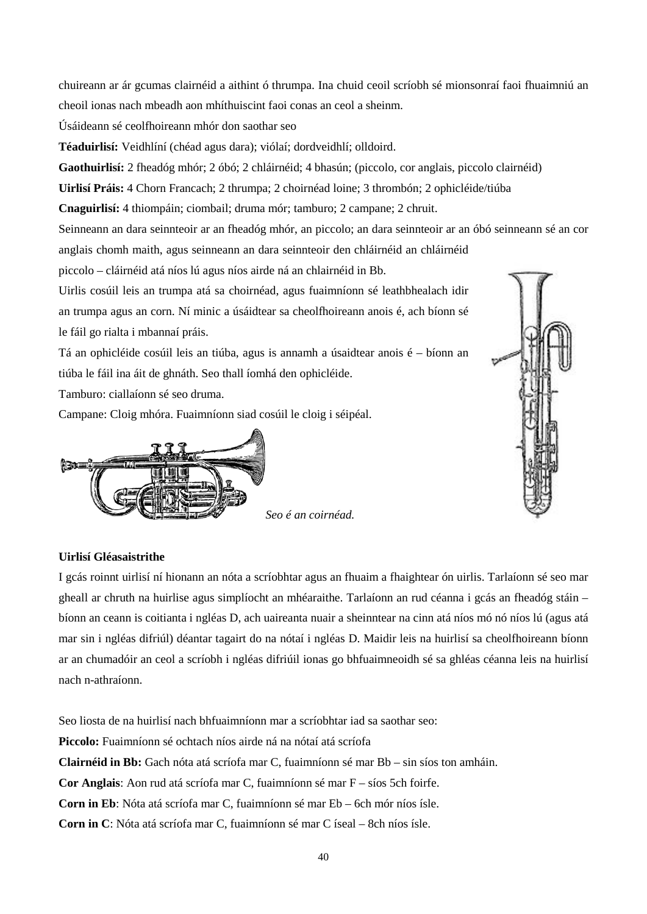chuireann ar ár gcumas clairnéid a aithint ó thrumpa. Ina chuid ceoil scríobh sé mionsonraí faoi fhuaimniú an cheoil ionas nach mbeadh aon mhíthuiscint faoi conas an ceol a sheinm.

Úsáideann sé ceolfhoireann mhór don saothar seo

**Téaduirlisí:** Veidhlíní (chéad agus dara); viólaí; dordveidhlí; olldoird.

**Gaothuirlisí:** 2 fheadóg mhór; 2 óbó; 2 chláirnéid; 4 bhasún; (piccolo, cor anglais, piccolo clairnéid)

**Uirlisí Práis:** 4 Chorn Francach; 2 thrumpa; 2 choirnéad loine; 3 thrombón; 2 ophicléide/tiúba

**Cnaguirlisí:** 4 thiompáin; ciombail; druma mór; tamburo; 2 campane; 2 chruit.

Seinneann an dara seinnteoir ar an fheadóg mhór, an piccolo; an dara seinnteoir ar an óbó seinneann sé an cor anglais chomh maith, agus seinneann an dara seinnteoir den chláirnéid an chláirnéid piccolo – cláirnéid atá níos lú agus níos airde ná an chlairnéid in Bb.

Uirlis cosúil leis an trumpa atá sa choirnéad, agus fuaimníonn sé leathbhealach idir an trumpa agus an corn. Ní minic a úsáidtear sa cheolfhoireann anois é, ach bíonn sé le fáil go rialta i mbannaí práis.

Tá an ophicléide cosúil leis an tiúba, agus is annamh a úsaidtear anois é – bíonn an tiúba le fáil ina áit de ghnáth. Seo thall íomhá den ophicléide.

Tamburo: ciallaíonn sé seo druma.

Campane: Cloig mhóra. Fuaimníonn siad cosúil le cloig i séipéal.

*Seo é an coirnéad.*

**Uirlisí Gléasaistrithe**

I gcás roinnt uirlisí ní hionann an nóta a scríobhtar agus an fhuaim a fhaightear ón uirlis. Tarlaíonn sé seo mar gheall ar chruth na huirlise agus simplíocht an mhéaraithe. Tarlaíonn an rud céanna i gcás an fheadóg stáin – bíonn an ceann is coitianta i ngléas D, ach uaireanta nuair a sheinntear na cinn atá níos mó nó níos lú (agus atá mar sin i ngléas difriúl) déantar tagairt do na nótaí i ngléas D. Maidir leis na huirlisí sa cheolfhoireann bíonn ar an chumadóir an ceol a scríobh i ngléas difriúil ionas go bhfuaimneoidh sé sa ghléas céanna leis na huirlisí nach n-athraíonn.

Seo liosta de na huirlisí nach bhfuaimníonn mar a scríobhtar iad sa saothar seo:

**Piccolo:** Fuaimníonn sé ochtach níos airde ná na nótaí atá scríofa

**Clairnéid in Bb:** Gach nóta atá scríofa mar C, fuaimníonn sé mar Bb – sin síos ton amháin.

**Cor Anglais**: Aon rud atá scríofa mar C, fuaimníonn sé mar F – síos 5ch foirfe.

**Corn in Eb**: Nóta atá scríofa mar C, fuaimníonn sé mar Eb – 6ch mór níos ísle.

**Corn in C**: Nóta atá scríofa mar C, fuaimníonn sé mar C íseal – 8ch níos ísle.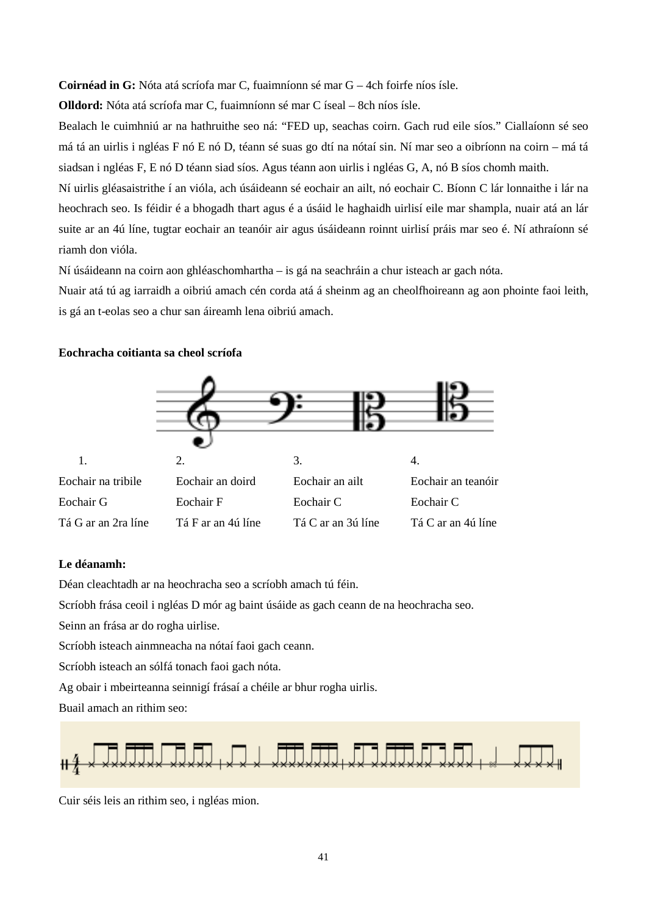**Coirnéad in G:** Nóta atá scríofa mar C, fuaimníonn sé mar G – 4ch foirfe níos ísle.

**Olldord:** Nóta atá scríofa mar C, fuaimníonn sé mar C íseal – 8ch níos ísle.

Bealach le cuimhniú ar na hathruithe seo ná: "FED up, seachas coirn. Gach rud eile síos." Ciallaíonn sé seo má tá an uirlis i ngléas F nó E nó D, téann sé suas go dtí na nótaí sin. Ní mar seo a oibríonn na coirn – má tá siadsan i ngléas F, E nó D téann siad síos. Agus téann aon uirlis i ngléas G, A, nó B síos chomh maith.

Ní uirlis gléasaistrithe í an vióla, ach úsáideann sé eochair an ailt, nó eochair C. Bíonn C lár lonnaithe i lár na heochrach seo. Is féidir é a bhogadh thart agus é a úsáid le haghaidh uirlisí eile mar shampla, nuair atá an lár suite ar an 4ú líne, tugtar eochair an teanóir air agus úsáideann roinnt uirlisí práis mar seo é. Ní athraíonn sé riamh don vióla.

Ní úsáideann na coirn aon ghléaschomhartha – is gá na seachráin a chur isteach ar gach nóta.

Nuair atá tú ag iarraidh a oibriú amach cén corda atá á sheinm ag an cheolfhoireann ag aon phointe faoi leith, is gá an t-eolas seo a chur san áireamh lena oibriú amach.

**Eochracha coitianta sa cheol scríofa**

| 1. | 2. | 3. | 4. |
|---|---|---|---|
| Eochair na tribile | Eochair an doird | Eochair an ailt | Eochair an teanóir |
| Eochair G | Eochair F | Eochair C | Eochair C |
| Tá G ar an 2ra líne | Tá F ar an 4ú líne | Tá C ar an 3ú líne | Tá C ar an 4ú líne |

**Le déanamh:**

Déan cleachtadh ar na heochracha seo a scríobh amach tú féin.

Scríobh frása ceoil i ngléas D mór ag baint úsáide as gach ceann de na heochracha seo.

Seinn an frása ar do rogha uirlise.

Scríobh isteach ainmneacha na nótaí faoi gach ceann.

Scríobh isteach an sólfá tonach faoi gach nóta.

Ag obair i mbeirteanna seinnigí frásaí a chéile ar bhur rogha uirlis.

Buail amach an rithim seo:

Cuir séis leis an rithim seo, i ngléas mion.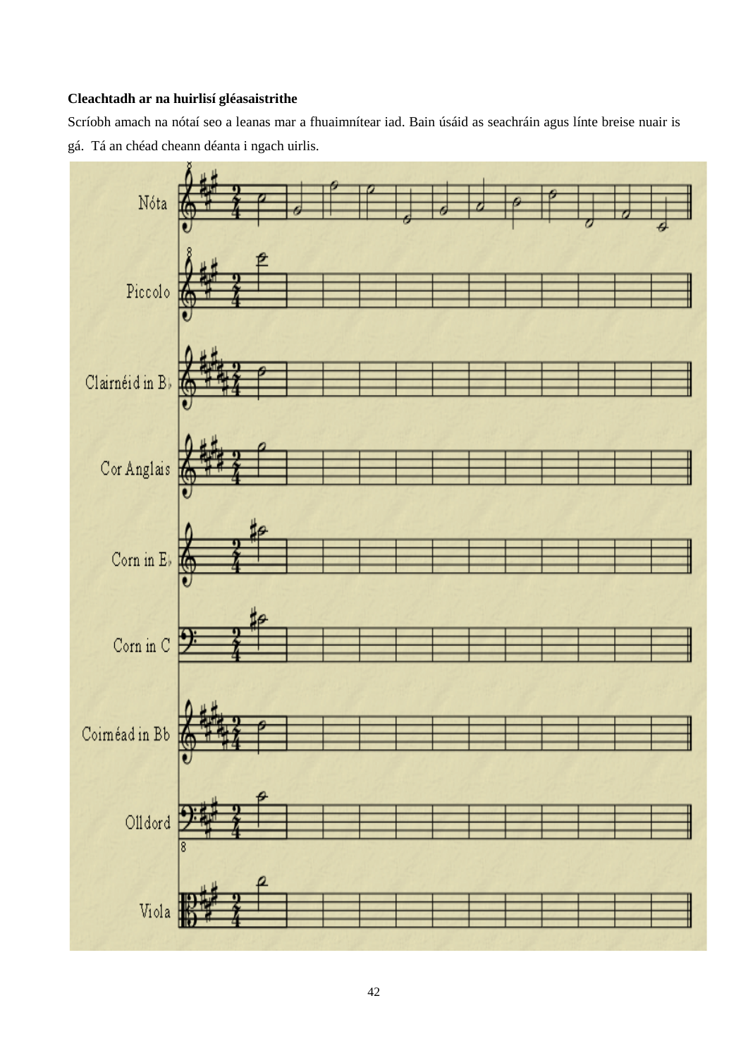**Cleachtadh ar na huirlisí gléasaistrithe**

Scríobh amach na nótaí seo a leanas mar a fhuaimnítear iad. Bain úsáid as seachráin agus línte breise nuair is gá. Tá an chéad cheann déanta i ngach uirlis.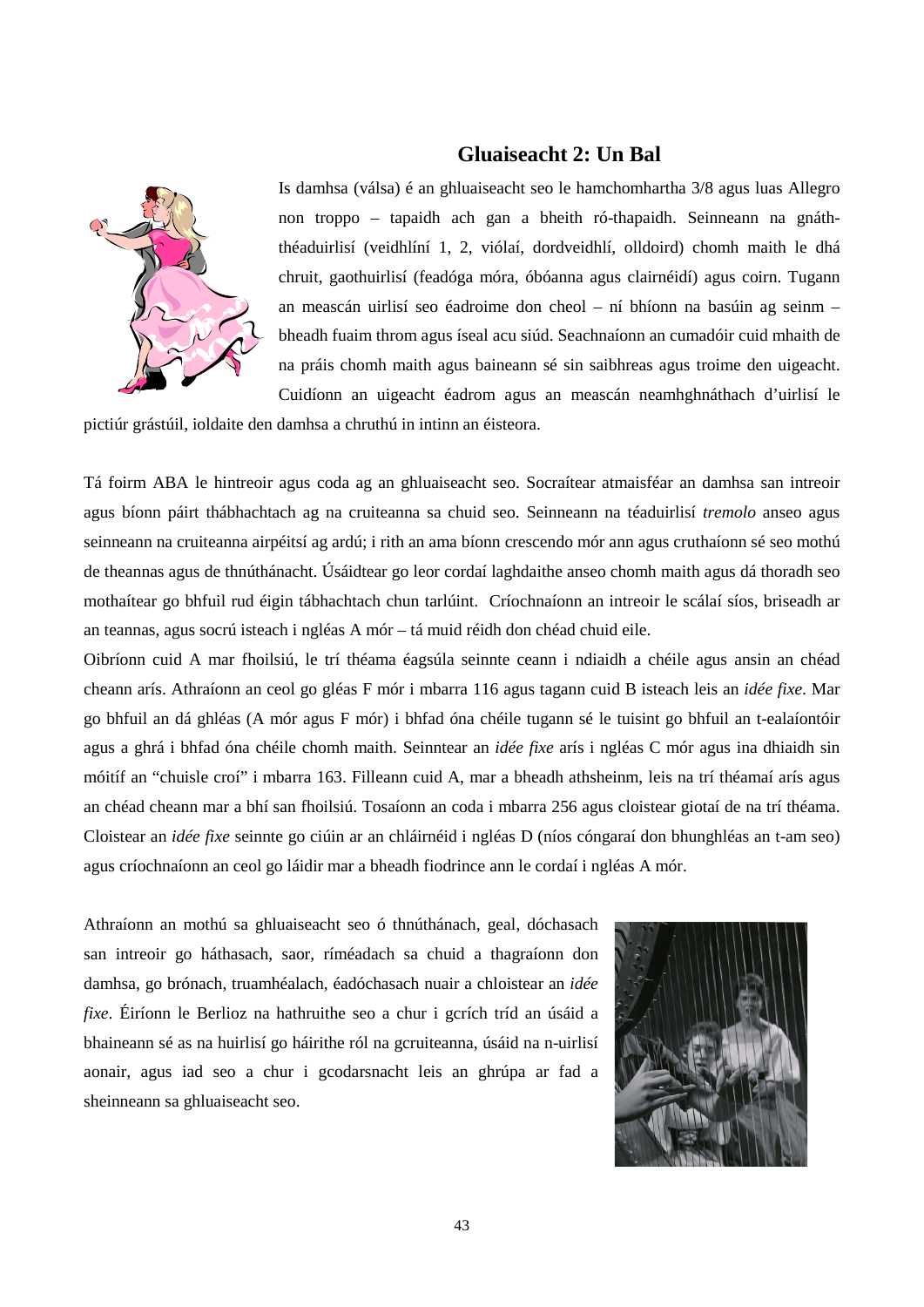## Gluaiseacht 2: Un Bal

Is damhsa (válsa) é an ghluaiseacht seo le hamchomhartha 3/8 agus luas Allegro non troppo – tapaidh ach gan a bheith ró-thapaidh. Seinneann na gnáth-théaduirlisí (veidhlíní 1, 2, viólaí, dordveidhlí, olldoird) chomh maith le dhá chruit, gaothuirlisí (feadóga móra, óbóanna agus clairnéidí) agus coirn. Tugann an meascán uirlisí seo éadroime don cheol – ní bhíonn na basúin ag seinm – bheadh fuaim throm agus íseal acu siúd. Seachnaíonn an cumadóir cuid mhaith de na práis chomh maith agus baineann sé sin saibhreas agus troime den uigeacht. Cuidíonn an uigeacht éadrom agus an meascán neamhghnáthach d'uirlisí le pictiúr grástúil, ioldaite den damhsa a chruthú in intinn an éisteora.

Tá foirm ABA le hintreoir agus coda ag an ghluaiseacht seo. Socraítear atmaisféar an damhsa san intreoir agus bíonn páirt thábhachtach ag na cruiteanna sa chuid seo. Seinneann na téaduirlisí *tremolo* anseo agus seinneann na cruiteanna airpéitsí ag ardú; i rith an ama bíonn crescendo mór ann agus cruthaíonn sé seo mothú de theannas agus de thnúthánacht. Úsáidtear go leor cordaí laghdaithe anseo chomh maith agus dá thoradh seo mothaítear go bhfuil rud éigin tábhachtach chun tarlúint. Críochnaíonn an intreoir le scálaí síos, briseadh ar an teannas, agus socrú isteach i ngléas A mór – tá muid réidh don chéad chuid eile.

Oibríonn cuid A mar fhoilsiú, le trí théama éagsúla seinnte ceann i ndiaidh a chéile agus ansin an chéad cheann arís. Athraíonn an ceol go gléas F mór i mbarra 116 agus tagann cuid B isteach leis an *idée fixe*. Mar go bhfuil an dá ghléas (A mór agus F mór) i bhfad óna chéile tugann sé le tuisint go bhfuil an t-ealaíontóir agus a ghrá i bhfad óna chéile chomh maith. Seinntear an *idée fixe* arís i ngléas C mór agus ina dhiaidh sin móitíf an "chuisle croí" i mbarra 163. Filleann cuid A, mar a bheadh athsheinm, leis na trí théamaí arís agus an chéad cheann mar a bhí san fhoilsiú. Tosaíonn an coda i mbarra 256 agus cloistear giotaí de na trí théama. Cloistear an *idée fixe* seinnte go ciúin ar an chláirnéid i ngléas D (níos cóngaraí don bhunghléas an t-am seo) agus críochnaíonn an ceol go láidir mar a bheadh fiodrince ann le cordaí i ngléas A mór.

Athraíonn an mothú sa ghluaiseacht seo ó thnúthánach, geal, dóchasach san intreoir go háthasach, saor, ríméadach sa chuid a thagraíonn don damhsa, go brónach, truamhéalach, éadóchasach nuair a chloistear an *idée fixe*. Éiríonn le Berlioz na hathruithe seo a chur i gcrích tríd an úsáid a bhaineann sé as na huirlisí go háirithe ról na gcruiteanna, úsáid na n-uirlisí aonair, agus iad seo a chur i gcodarsnacht leis an ghrúpa ar fad a sheinneann sa ghluaiseacht seo.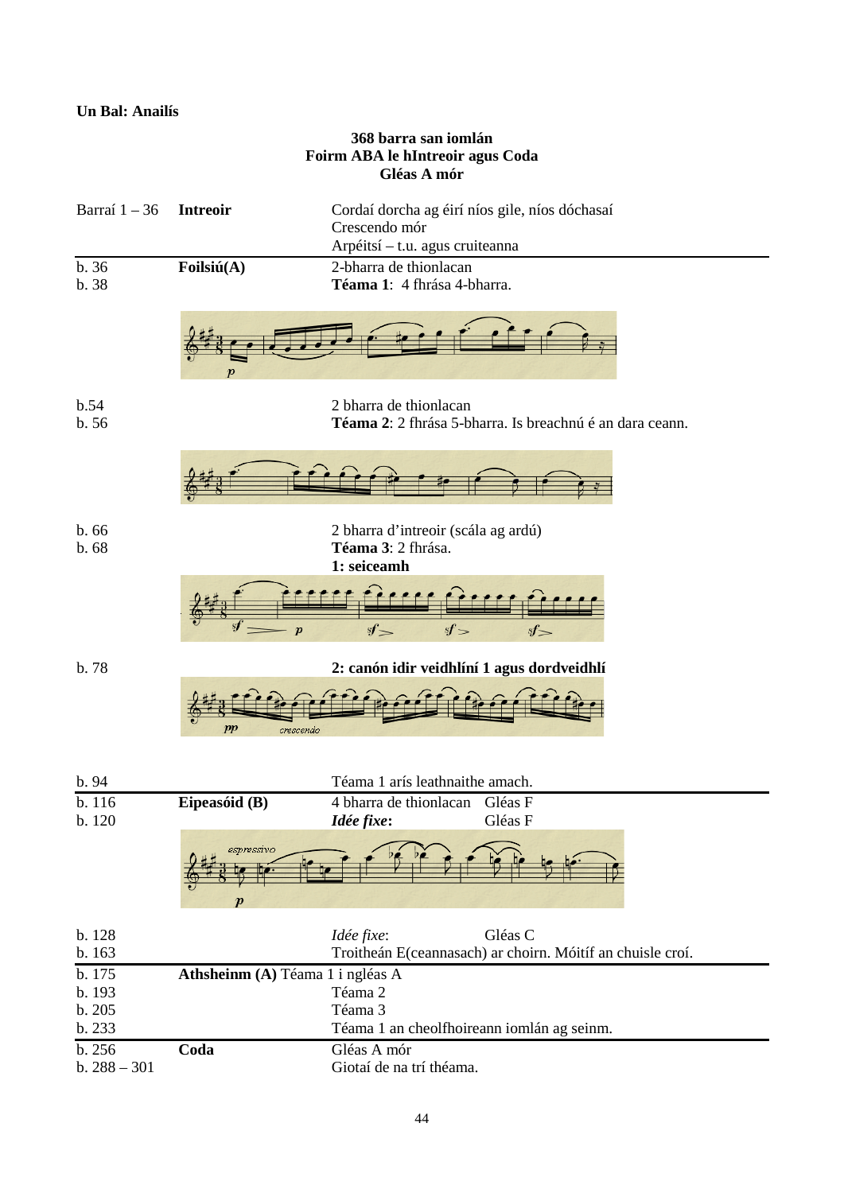**Un Bal: Anailís**

**368 barra san iomlán**
**Foirm ABA le hIntreoir agus Coda**
**Gléas A mór**

| | | |
|---|---|---|
| Barraí 1 – 36 | **Intreoir** | Cordaí dorcha ag éirí níos gile, níos dóchasaí<br>Crescendo mór<br>Arpéitsí – t.u. agus cruiteanna |
| b. 36 | **Foilsiú(A)** | 2-bharra de thionlacan |
| b. 38 | | **Téama 1**: 4 fhrása 4-bharra. |
| b.54 | | 2 bharra de thionlacan |
| b. 56 | | **Téama 2**: 2 fhrása 5-bharra. Is breachnú é an dara ceann. |
| b. 66 | | 2 bharra d'intreoir (scála ag ardú) |
| b. 68 | | **Téama 3**: 2 fhrása.<br>**1: seiceamh** |
| b. 78 | | **2: canón idir veidhlíní 1 agus dordveidhlí** |
| b. 94 | | Téama 1 arís leathnaithe amach. |
| b. 116 | **Eipeasóid (B)** | 4 bharra de thionlacan Gléas F |
| b. 120 | | ***Idée fixe*:** Gléas F |
| b. 128 | | *Idée fixe*: Gléas C |
| b. 163 | | Troitheán E(ceannasach) ar choirn. Móitíf an chuisle croí. |
| b. 175 | **Athsheinm (A)** | Téama 1 i ngléas A |
| b. 193 | | Téama 2 |
| b. 205 | | Téama 3 |
| b. 233 | | Téama 1 an cheolfhoireann iomlán ag seinm. |
| b. 256 | **Coda** | Gléas A mór |
| b. 288 – 301 | | Giotaí de na trí théama. |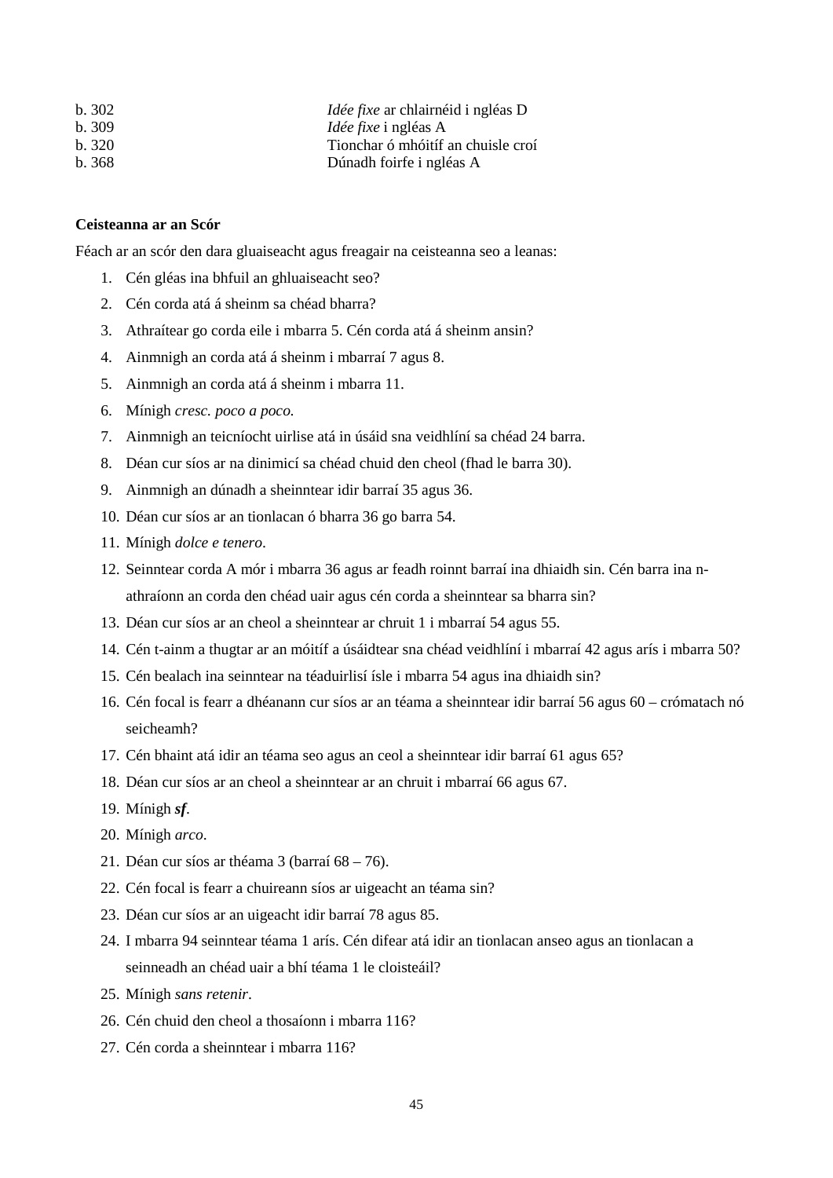| | |
|---|---|
| b. 302 | *Idée fixe* ar chlairnéid i ngléas D |
| b. 309 | *Idée fixe* i ngléas A |
| b. 320 | Tionchar ó mhóitíf an chuisle croí |
| b. 368 | Dúnadh foirfe i ngléas A |

**Ceisteanna ar an Scór**

Féach ar an scór den dara gluaiseacht agus freagair na ceisteanna seo a leanas:

1. Cén gléas ina bhfuil an ghluaiseacht seo?
2. Cén corda atá á sheinm sa chéad bharra?
3. Athraítear go corda eile i mbarra 5. Cén corda atá á sheinm ansin?
4. Ainmnigh an corda atá á sheinm i mbarraí 7 agus 8.
5. Ainmnigh an corda atá á sheinm i mbarra 11.
6. Mínigh *cresc. poco a poco.*
7. Ainmnigh an teicníocht uirlise atá in úsáid sna veidhlíní sa chéad 24 barra.
8. Déan cur síos ar na dinimicí sa chéad chuid den cheol (fhad le barra 30).
9. Ainmnigh an dúnadh a sheinntear idir barraí 35 agus 36.
10. Déan cur síos ar an tionlacan ó bharra 36 go barra 54.
11. Mínigh *dolce e tenero*.
12. Seinntear corda A mór i mbarra 36 agus ar feadh roinnt barraí ina dhiaidh sin. Cén barra ina n-athraíonn an corda den chéad uair agus cén corda a sheinntear sa bharra sin?
13. Déan cur síos ar an cheol a sheinntear ar chruit 1 i mbarraí 54 agus 55.
14. Cén t-ainm a thugtar ar an móitíf a úsáidtear sna chéad veidhlíní i mbarraí 42 agus arís i mbarra 50?
15. Cén bealach ina seinntear na téaduirlisí ísle i mbarra 54 agus ina dhiaidh sin?
16. Cén focal is fearr a dhéanann cur síos ar an téama a sheinntear idir barraí 56 agus 60 – crómatach nó seicheamh?
17. Cén bhaint atá idir an téama seo agus an ceol a sheinntear idir barraí 61 agus 65?
18. Déan cur síos ar an cheol a sheinntear ar an chruit i mbarraí 66 agus 67.
19. Mínigh ***sf***.
20. Mínigh *arco*.
21. Déan cur síos ar théama 3 (barraí 68 – 76).
22. Cén focal is fearr a chuireann síos ar uigeacht an téama sin?
23. Déan cur síos ar an uigeacht idir barraí 78 agus 85.
24. I mbarra 94 seinntear téama 1 arís. Cén difear atá idir an tionlacan anseo agus an tionlacan a seinneadh an chéad uair a bhí téama 1 le cloisteáil?
25. Mínigh *sans retenir*.
26. Cén chuid den cheol a thosaíonn i mbarra 116?
27. Cén corda a sheinntear i mbarra 116?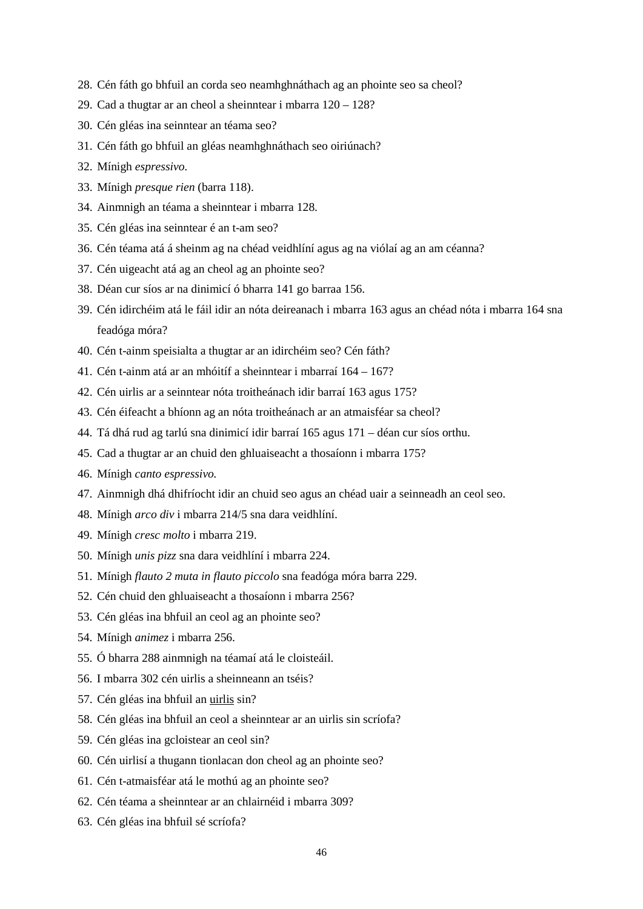28. Cén fáth go bhfuil an corda seo neamhghnáthach ag an phointe seo sa cheol?
29. Cad a thugtar ar an cheol a sheinntear i mbarra 120 – 128?
30. Cén gléas ina seinntear an téama seo?
31. Cén fáth go bhfuil an gléas neamhghnáthach seo oiriúnach?
32. Mínigh *espressivo.*
33. Mínigh *presque rien* (barra 118).
34. Ainmnigh an téama a sheinntear i mbarra 128.
35. Cén gléas ina seinntear é an t-am seo?
36. Cén téama atá á sheinm ag na chéad veidhlíní agus ag na viólaí ag an am céanna?
37. Cén uigeacht atá ag an cheol ag an phointe seo?
38. Déan cur síos ar na dinimicí ó bharra 141 go barraa 156.
39. Cén idirchéim atá le fáil idir an nóta deireanach i mbarra 163 agus an chéad nóta i mbarra 164 sna feadóga móra?
40. Cén t-ainm speisialta a thugtar ar an idirchéim seo? Cén fáth?
41. Cén t-ainm atá ar an mhóitíf a sheinntear i mbarraí 164 – 167?
42. Cén uirlis ar a seinntear nóta troitheánach idir barraí 163 agus 175?
43. Cén éifeacht a bhíonn ag an nóta troitheánach ar an atmaisféar sa cheol?
44. Tá dhá rud ag tarlú sna dinimicí idir barraí 165 agus 171 – déan cur síos orthu.
45. Cad a thugtar ar an chuid den ghluaiseacht a thosaíonn i mbarra 175?
46. Mínigh *canto espressivo.*
47. Ainmnigh dhá dhifríocht idir an chuid seo agus an chéad uair a seinneadh an ceol seo.
48. Mínigh *arco div* i mbarra 214/5 sna dara veidhlíní.
49. Mínigh *cresc molto* i mbarra 219.
50. Mínigh *unis pizz* sna dara veidhlíní i mbarra 224.
51. Mínigh *flauto 2 muta in flauto piccolo* sna feadóga móra barra 229.
52. Cén chuid den ghluaiseacht a thosaíonn i mbarra 256?
53. Cén gléas ina bhfuil an ceol ag an phointe seo?
54. Mínigh *animez* i mbarra 256.
55. Ó bharra 288 ainmnigh na téamaí atá le cloisteáil.
56. I mbarra 302 cén uirlis a sheinneann an tséis?
57. Cén gléas ina bhfuil an <u>uirlis</u> sin?
58. Cén gléas ina bhfuil an ceol a sheinntear ar an uirlis sin scríofa?
59. Cén gléas ina gcloistear an ceol sin?
60. Cén uirlisí a thugann tionlacan don cheol ag an phointe seo?
61. Cén t-atmaisféar atá le mothú ag an phointe seo?
62. Cén téama a sheinntear ar an chlairnéid i mbarra 309?
63. Cén gléas ina bhfuil sé scríofa?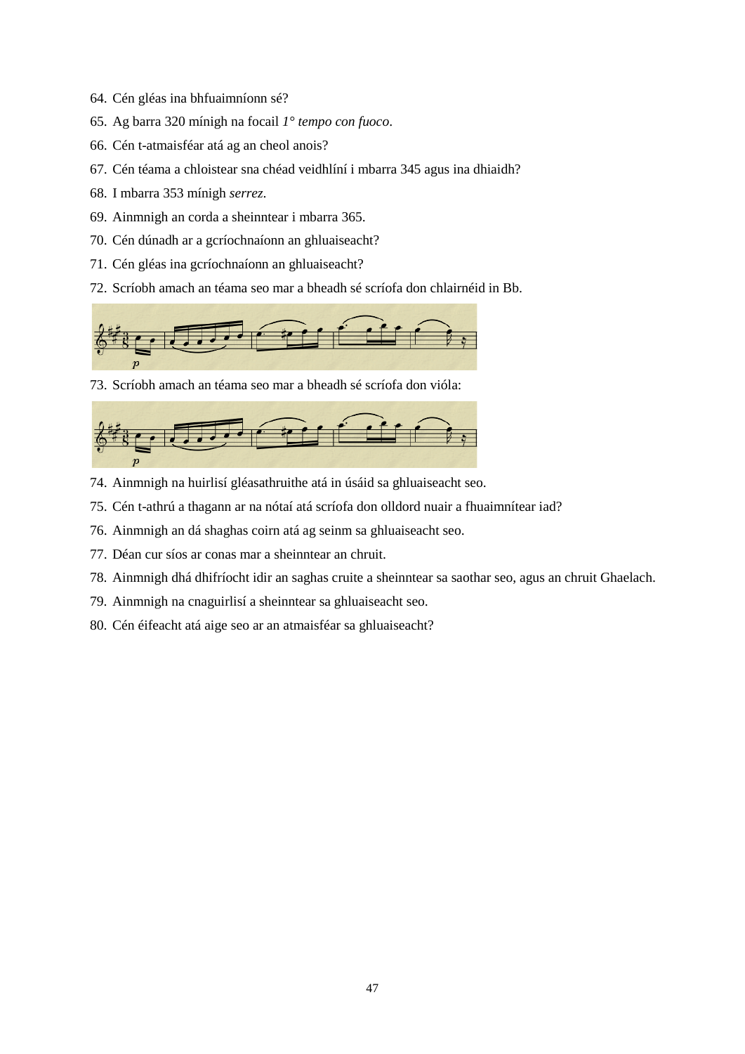64. Cén gléas ina bhfuaimníonn sé?
65. Ag barra 320 mínigh na focail *1° tempo con fuoco*.
66. Cén t-atmaisféar atá ag an cheol anois?
67. Cén téama a chloistear sna chéad veidhlíní i mbarra 345 agus ina dhiaidh?
68. I mbarra 353 mínigh *serrez*.
69. Ainmnigh an corda a sheinntear i mbarra 365.
70. Cén dúnadh ar a gcríochnaíonn an ghluaiseacht?
71. Cén gléas ina gcríochnaíonn an ghluaiseacht?
72. Scríobh amach an téama seo mar a bheadh sé scríofa don chlairnéid in Bb.

73. Scríobh amach an téama seo mar a bheadh sé scríofa don vióla:

74. Ainmnigh na huirlisí gléasathruithe atá in úsáid sa ghluaiseacht seo.
75. Cén t-athrú a thagann ar na nótaí atá scríofa don olldord nuair a fhuaimnítear iad?
76. Ainmnigh an dá shaghas coirn atá ag seinm sa ghluaiseacht seo.
77. Déan cur síos ar conas mar a sheinntear an chruit.
78. Ainmnigh dhá dhifríocht idir an saghas cruite a sheinntear sa saothar seo, agus an chruit Ghaelach.
79. Ainmnigh na cnaguirlisí a sheinntear sa ghluaiseacht seo.
80. Cén éifeacht atá aige seo ar an atmaisféar sa ghluaiseacht?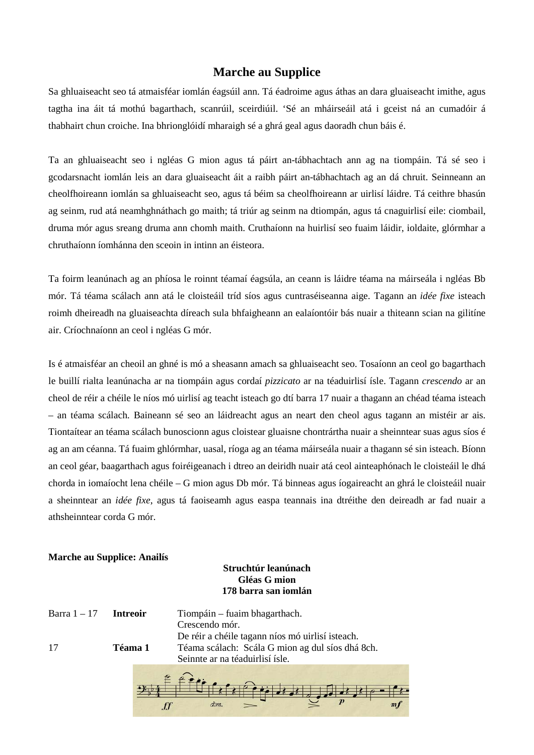## Marche au Supplice

Sa ghluaiseacht seo tá atmaisféar iomlán éagsúil ann. Tá éadroime agus áthas an dara gluaiseacht imithe, agus tagtha ina áit tá mothú bagarthach, scanrúil, sceirdiúil. 'Sé an mháirseáil atá i gceist ná an cumadóir á thabhairt chun croiche. Ina bhrionglóidí mharaigh sé a ghrá geal agus daoradh chun báis é.

Ta an ghluaiseacht seo i ngléas G mion agus tá páirt an-tábhachtach ann ag na tiompáin. Tá sé seo i gcodarsnacht iomlán leis an dara gluaiseacht áit a raibh páirt an-tábhachtach ag an dá chruit. Seinneann an cheolfhoireann iomlán sa ghluaiseacht seo, agus tá béim sa cheolfhoireann ar uirlisí láidre. Tá ceithre bhasún ag seinm, rud atá neamhghnáthach go maith; tá triúr ag seinm na dtiompán, agus tá cnaguirlisí eile: ciombail, druma mór agus sreang druma ann chomh maith. Cruthaíonn na huirlisí seo fuaim láidir, ioldaite, glórmhar a chruthaíonn íomhánna den sceoin in intinn an éisteora.

Ta foirm leanúnach ag an phíosa le roinnt téamaí éagsúla, an ceann is láidre téama na máirseála i ngléas Bb mór. Tá téama scálach ann atá le cloisteáil tríd síos agus cuntraséiseanna aige. Tagann an *idée fixe* isteach roimh dheireadh na gluaiseachta díreach sula bhfaigheann an ealaíontóir bás nuair a thiteann scian na gilitíne air. Críochnaíonn an ceol i ngléas G mór.

Is é atmaisféar an cheoil an ghné is mó a sheasann amach sa ghluaiseacht seo. Tosaíonn an ceol go bagarthach le buillí rialta leanúnacha ar na tiompáin agus cordaí *pizzicato* ar na téaduirlisí ísle. Tagann *crescendo* ar an cheol de réir a chéile le níos mó uirlisí ag teacht isteach go dtí barra 17 nuair a thagann an chéad téama isteach – an téama scálach. Baineann sé seo an láidreacht agus an neart den cheol agus tagann an mistéir ar ais. Tiontaítear an téama scálach bunoscionn agus cloistear gluaisne chontrártha nuair a sheinntear suas agus síos é ag an am céanna. Tá fuaim ghlórmhar, uasal, ríoga ag an téama máirseála nuair a thagann sé sin isteach. Bíonn an ceol géar, baagarthach agus foiréigeanach i dtreo an deiridh nuair atá ceol ainteaphónach le cloisteáil le dhá chorda in iomaíocht lena chéile – G mion agus Db mór. Tá binneas agus íogaireacht an ghrá le cloisteáil nuair a sheinntear an *idée fixe*, agus tá faoiseamh agus easpa teannais ina dtréithe den deireadh ar fad nuair a athsheinntear corda G mór.

**Marche au Supplice: Anailís**

**Struchtúr leanúnach**
**Gléas G mion**
**178 barra san iomlán**

| | | |
|---|---|---|
| Barra 1 – 17 | **Intreoir** | Tiompáin – fuaim bhagarthach.<br>Crescendo mór.<br>De réir a chéile tagann níos mó uirlisí isteach. |
| 17 | **Téama 1** | Téama scálach: Scála G mion ag dul síos dhá 8ch.<br>Seinnte ar na téaduirlisí ísle. |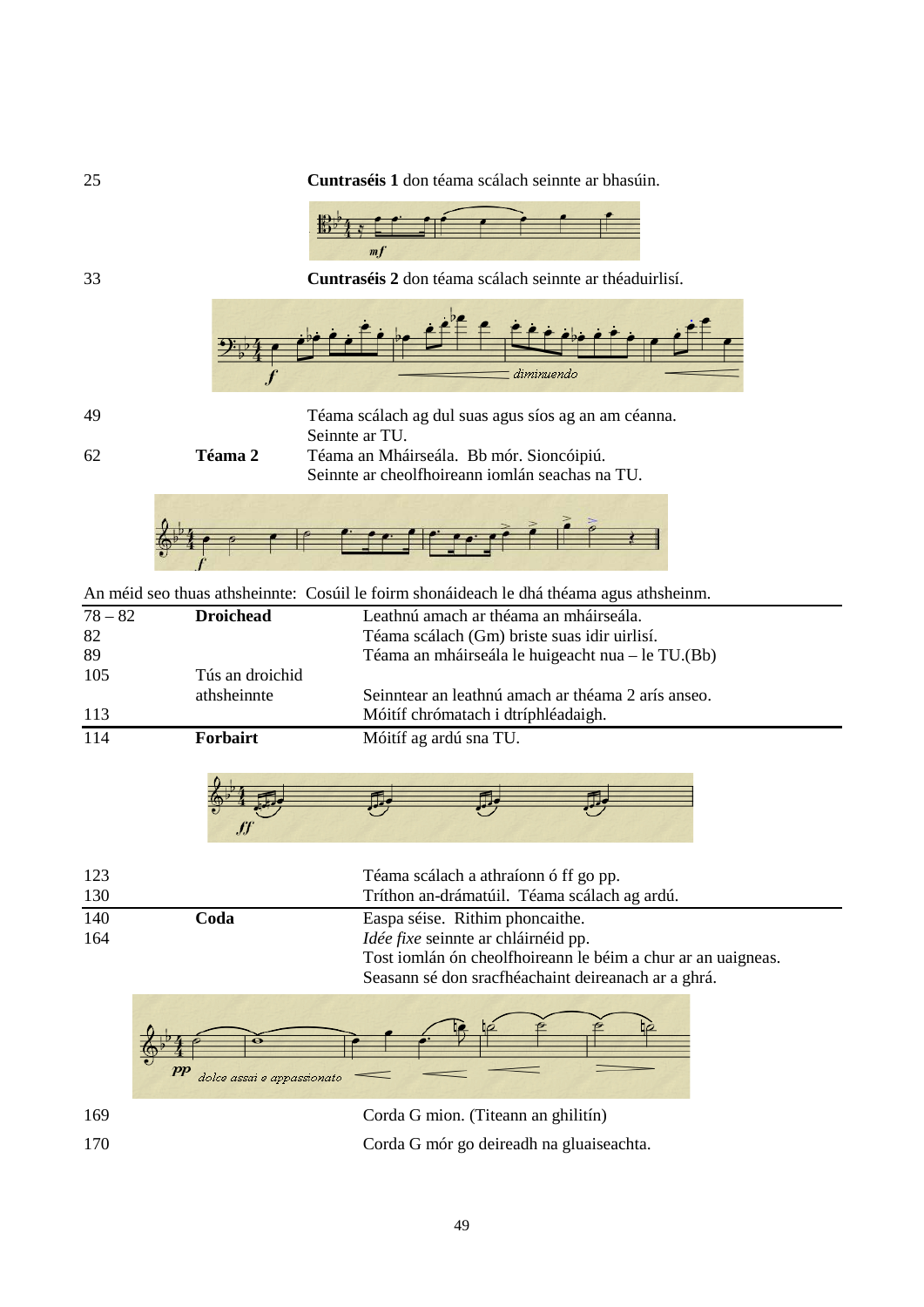| | | |
|---|---|---|
| 25 | | **Cuntraséis 1** don téama scálach seinnte ar bhasúin. |
| 33 | | **Cuntraséis 2** don téama scálach seinnte ar théaduirlisí. |
| 49 | | Téama scálach ag dul suas agus síos ag an am céanna. Seinnte ar TU. |
| 62 | **Téama 2** | Téama an Mháirseála. Bb mór. Sioncóipiú. Seinnte ar cheolfhoireann iomlán seachas na TU. |

An méid seo thuas athsheinnte: Cosúil le foirm shonáideach le dhá théama agus athsheinm.

| | | |
|---|---|---|
| 78 – 82 | **Droichead** | Leathnú amach ar théama an mháirseála. |
| 82 | | Téama scálach (Gm) briste suas idir uirlisí. |
| 89 | | Téama an mháirseála le huigeacht nua – le TU.(Bb) |
| 105 | Tús an droichid athsheinnte | Seinntear an leathnú amach ar théama 2 arís anseo. |
| 113 | | Móitíf chrómatach i dtríphléadaigh. |
| 114 | **Forbairt** | Móitíf ag ardú sna TU. |
| 123 | | Téama scálach a athraíonn ó ff go pp. |
| 130 | | Tríthon an-drámatúil. Téama scálach ag ardú. |
| 140 | **Coda** | Easpa séise. Rithim phoncaithe. |
| 164 | | *Idée fixe* seinnte ar chláirnéid pp. Tost iomlán ón cheolfhoireann le béim a chur ar an uaigneas. Seasann sé don sracfhéachaint deireanach ar a ghrá. |
| 169 | | Corda G mion. (Titeann an ghilitín) |
| 170 | | Corda G mór go deireadh na gluaiseachta. |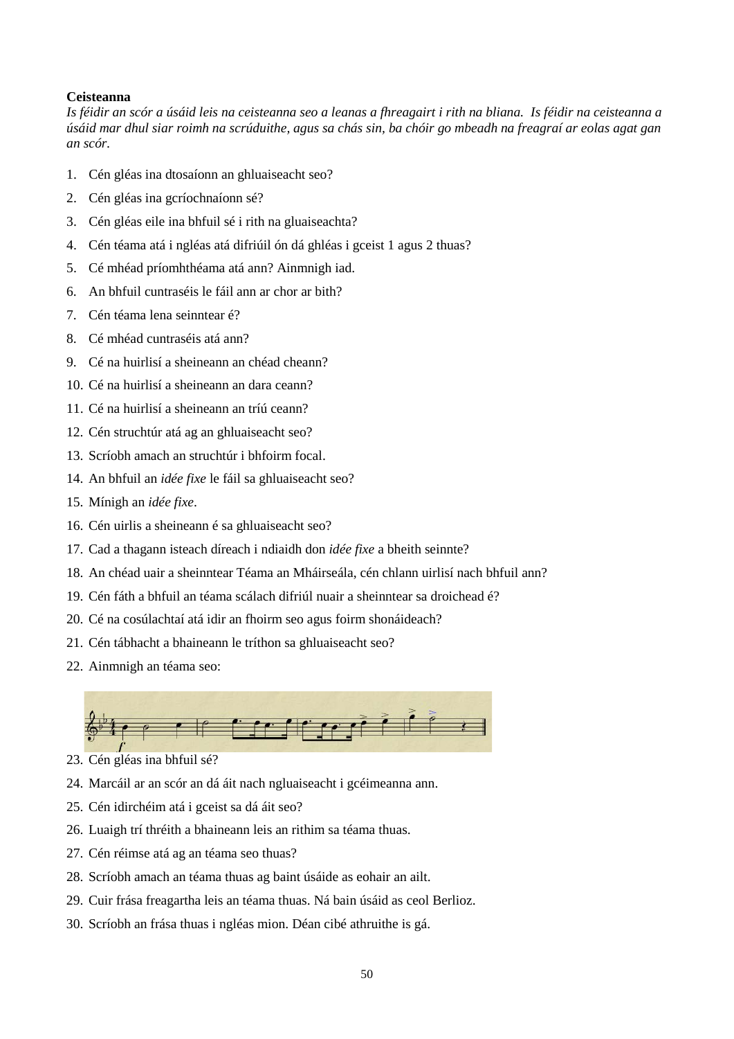**Ceisteanna**

*Is féidir an scór a úsáid leis na ceisteanna seo a leanas a fhreagairt i rith na bliana. Is féidir na ceisteanna a úsáid mar dhul siar roimh na scrúduithe, agus sa chás sin, ba chóir go mbeadh na freagraí ar eolas agat gan an scór.*

1. Cén gléas ina dtosaíonn an ghluaiseacht seo?
2. Cén gléas ina gcríochnaíonn sé?
3. Cén gléas eile ina bhfuil sé i rith na gluaiseachta?
4. Cén téama atá i ngléas atá difriúil ón dá ghléas i gceist 1 agus 2 thuas?
5. Cé mhéad príomhthéama atá ann? Ainmnigh iad.
6. An bhfuil cuntraséis le fáil ann ar chor ar bith?
7. Cén téama lena seinntear é?
8. Cé mhéad cuntraséis atá ann?
9. Cé na huirlisí a sheineann an chéad cheann?
10. Cé na huirlisí a sheineann an dara ceann?
11. Cé na huirlisí a sheineann an tríú ceann?
12. Cén struchtúr atá ag an ghluaiseacht seo?
13. Scríobh amach an struchtúr i bhfoirm focal.
14. An bhfuil an *idée fixe* le fáil sa ghluaiseacht seo?
15. Mínigh an *idée fixe*.
16. Cén uirlis a sheineann é sa ghluaiseacht seo?
17. Cad a thagann isteach díreach i ndiaidh don *idée fixe* a bheith seinnte?
18. An chéad uair a sheinntear Téama an Mháirseála, cén chlann uirlisí nach bhfuil ann?
19. Cén fáth a bhfuil an téama scálach difriúl nuair a sheinntear sa droichead é?
20. Cé na cosúlachtaí atá idir an fhoirm seo agus foirm shonáideach?
21. Cén tábhacht a bhaineann le tríthon sa ghluaiseacht seo?
22. Ainmnigh an téama seo:
23. Cén gléas ina bhfuil sé?
24. Marcáil ar an scór an dá áit nach ngluaiseacht i gcéimeanna ann.
25. Cén idirchéim atá i gceist sa dá áit seo?
26. Luaigh trí thréith a bhaineann leis an rithim sa téama thuas.
27. Cén réimse atá ag an téama seo thuas?
28. Scríobh amach an téama thuas ag baint úsáide as eohair an ailt.
29. Cuir frása freagartha leis an téama thuas. Ná bain úsáid as ceol Berlioz.
30. Scríobh an frása thuas i ngléas mion. Déan cibé athruithe is gá.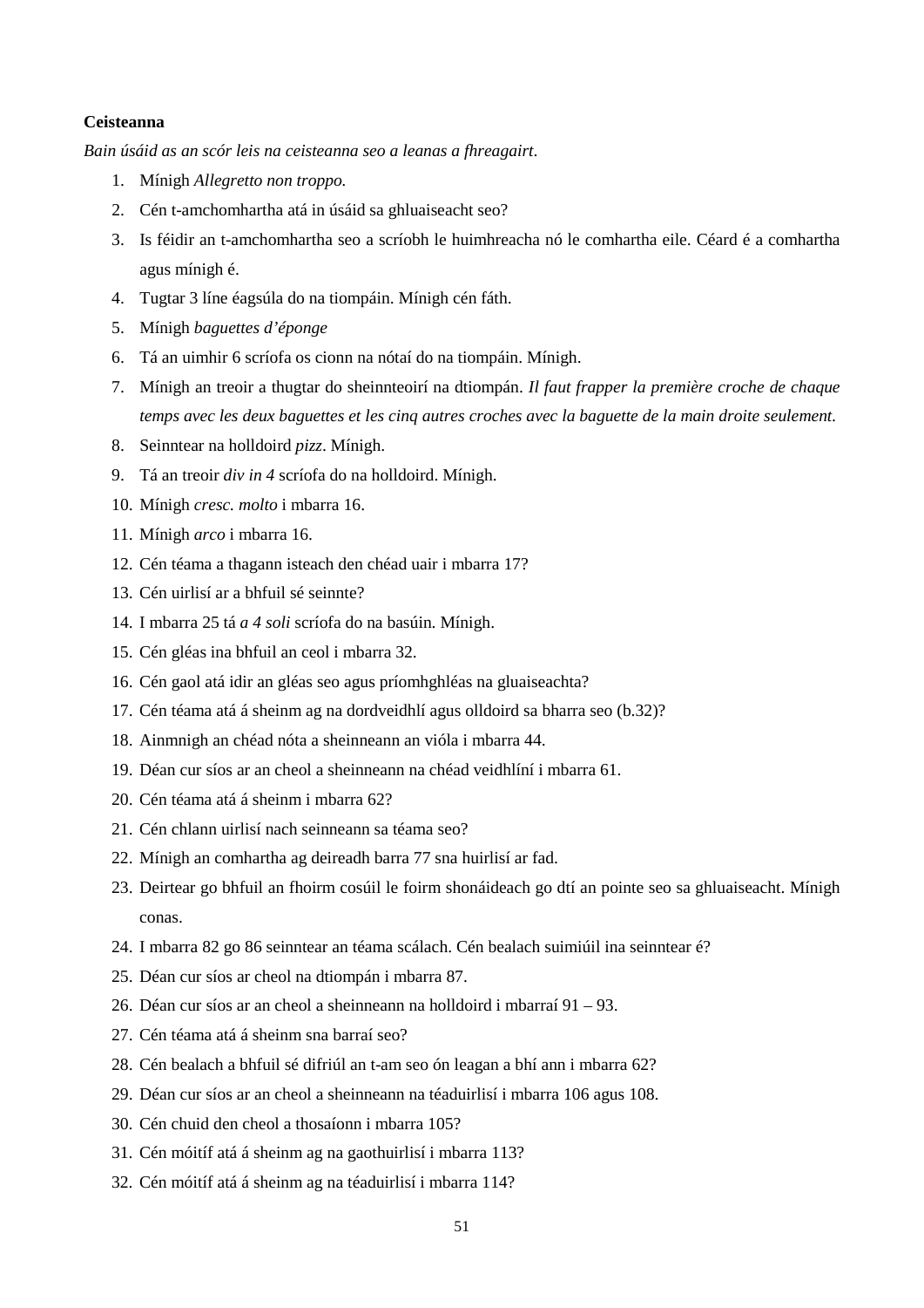**Ceisteanna**

*Bain úsáid as an scór leis na ceisteanna seo a leanas a fhreagairt.*

1. Mínigh *Allegretto non troppo.*
2. Cén t-amchomhartha atá in úsáid sa ghluaiseacht seo?
3. Is féidir an t-amchomhartha seo a scríobh le huimhreacha nó le comhartha eile. Céard é a comhartha agus mínigh é.
4. Tugtar 3 líne éagsúla do na tiompáin. Mínigh cén fáth.
5. Mínigh *baguettes d'éponge*
6. Tá an uimhir 6 scríofa os cionn na nótaí do na tiompáin. Mínigh.
7. Mínigh an treoir a thugtar do sheinnteoirí na dtiompán. *Il faut frapper la première croche de chaque temps avec les deux baguettes et les cinq autres croches avec la baguette de la main droite seulement.*
8. Seinntear na holldoird *pizz*. Mínigh.
9. Tá an treoir *div in 4* scríofa do na holldoird. Mínigh.
10. Mínigh *cresc. molto* i mbarra 16.
11. Mínigh *arco* i mbarra 16.
12. Cén téama a thagann isteach den chéad uair i mbarra 17?
13. Cén uirlisí ar a bhfuil sé seinnte?
14. I mbarra 25 tá *a 4 soli* scríofa do na basúin. Mínigh.
15. Cén gléas ina bhfuil an ceol i mbarra 32.
16. Cén gaol atá idir an gléas seo agus príomhghléas na gluaiseachta?
17. Cén téama atá á sheinm ag na dordveidhlí agus olldoird sa bharra seo (b.32)?
18. Ainmnigh an chéad nóta a sheinneann an vióla i mbarra 44.
19. Déan cur síos ar an cheol a sheinneann na chéad veidhlíní i mbarra 61.
20. Cén téama atá á sheinm i mbarra 62?
21. Cén chlann uirlisí nach seinneann sa téama seo?
22. Mínigh an comhartha ag deireadh barra 77 sna huirlisí ar fad.
23. Deirtear go bhfuil an fhoirm cosúil le foirm shonáideach go dtí an pointe seo sa ghluaiseacht. Mínigh conas.
24. I mbarra 82 go 86 seinntear an téama scálach. Cén bealach suimiúil ina seinntear é?
25. Déan cur síos ar cheol na dtiompán i mbarra 87.
26. Déan cur síos ar an cheol a sheinneann na holldoird i mbarraí 91 – 93.
27. Cén téama atá á sheinm sna barraí seo?
28. Cén bealach a bhfuil sé difriúl an t-am seo ón leagan a bhí ann i mbarra 62?
29. Déan cur síos ar an cheol a sheinneann na téaduirlisí i mbarra 106 agus 108.
30. Cén chuid den cheol a thosaíonn i mbarra 105?
31. Cén móitíf atá á sheinm ag na gaothuirlisí i mbarra 113?
32. Cén móitíf atá á sheinm ag na téaduirlisí i mbarra 114?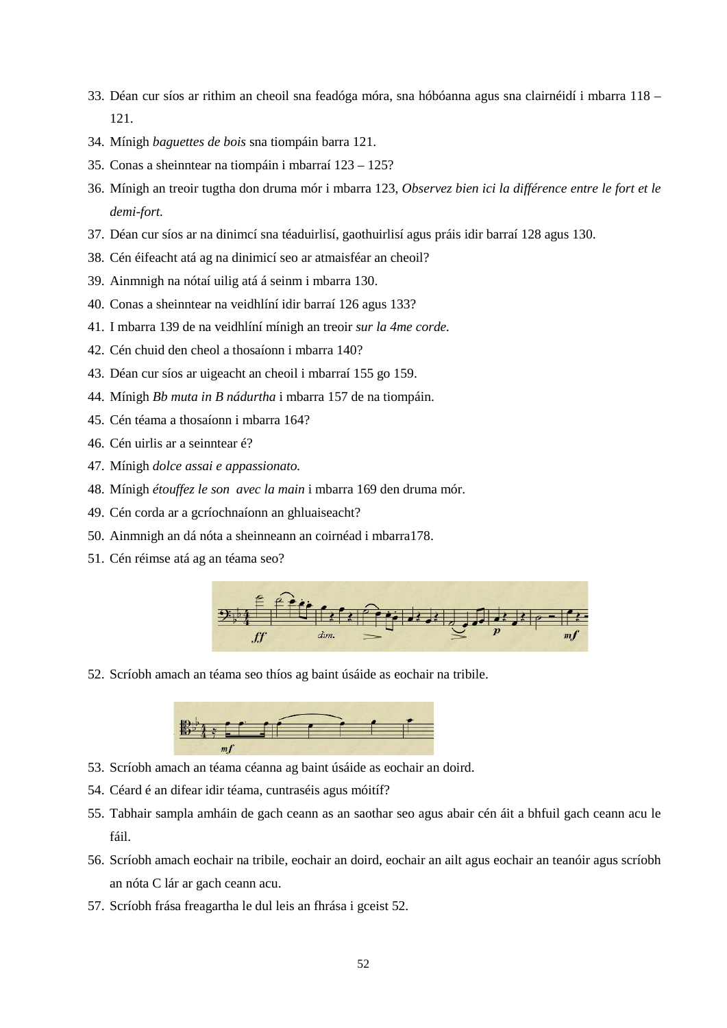33. Déan cur síos ar rithim an cheoil sna feadóga móra, sna hóbóanna agus sna clairnéidí i mbarra 118 – 121.
34. Mínigh *baguettes de bois* sna tiompáin barra 121.
35. Conas a sheinntear na tiompáin i mbarraí 123 – 125?
36. Mínigh an treoir tugtha don druma mór i mbarra 123, *Observez bien ici la différence entre le fort et le demi-fort.*
37. Déan cur síos ar na dinimcí sna téaduirlisí, gaothuirlisí agus práis idir barraí 128 agus 130.
38. Cén éifeacht atá ag na dinimicí seo ar atmaisféar an cheoil?
39. Ainmnigh na nótaí uilig atá á seinm i mbarra 130.
40. Conas a sheinntear na veidhlíní idir barraí 126 agus 133?
41. I mbarra 139 de na veidhlíní mínigh an treoir *sur la 4me corde.*
42. Cén chuid den cheol a thosaíonn i mbarra 140?
43. Déan cur síos ar uigeacht an cheoil i mbarraí 155 go 159.
44. Mínigh *Bb muta in B nádurtha* i mbarra 157 de na tiompáin.
45. Cén téama a thosaíonn i mbarra 164?
46. Cén uirlis ar a seinntear é?
47. Mínigh *dolce assai e appassionato.*
48. Mínigh *étouffez le son avec la main* i mbarra 169 den druma mór.
49. Cén corda ar a gcríochnaíonn an ghluaiseacht?
50. Ainmnigh an dá nóta a sheinneann an coirnéad i mbarra178.
51. Cén réimse atá ag an téama seo?
52. Scríobh amach an téama seo thíos ag baint úsáide as eochair na tribile.
53. Scríobh amach an téama céanna ag baint úsáide as eochair an doird.
54. Céard é an difear idir téama, cuntraséis agus móitíf?
55. Tabhair sampla amháin de gach ceann as an saothar seo agus abair cén áit a bhfuil gach ceann acu le fáil.
56. Scríobh amach eochair na tribile, eochair an doird, eochair an ailt agus eochair an teanóir agus scríobh an nóta C lár ar gach ceann acu.
57. Scríobh frása freagartha le dul leis an fhrása i gceist 52.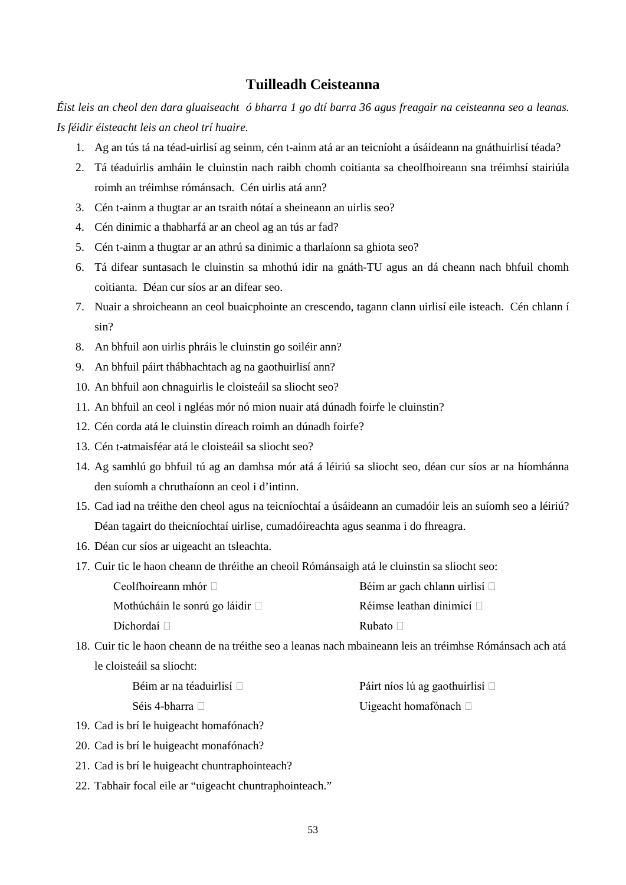## Tuilleadh Ceisteanna

*Éist leis an cheol den dara gluaiseacht ó bharra 1 go dtí barra 36 agus freagair na ceisteanna seo a leanas. Is féidir éisteacht leis an cheol trí huaire.*

1. Ag an tús tá na téad-uirlisí ag seinm, cén t-ainm atá ar an teicníoht a úsáideann na gnáthuirlisí téada?
2. Tá téaduirlis amháin le cluinstin nach raibh chomh coitianta sa cheolfhoireann sna tréimhsí stairiúla roimh an tréimhse rómánsach. Cén uirlis atá ann?
3. Cén t-ainm a thugtar ar an tsraith nótaí a sheineann an uirlis seo?
4. Cén dinimic a thabharfá ar an cheol ag an tús ar fad?
5. Cén t-ainm a thugtar ar an athrú sa dinimic a tharlaíonn sa ghiota seo?
6. Tá difear suntasach le cluinstin sa mhothú idir na gnáth-TU agus an dá cheann nach bhfuil chomh coitianta. Déan cur síos ar an difear seo.
7. Nuair a shroicheann an ceol buaicphointe an crescendo, tagann clann uirlisí eile isteach. Cén chlann í sin?
8. An bhfuil aon uirlis phráis le cluinstin go soiléir ann?
9. An bhfuil páirt thábhachtach ag na gaothuirlisí ann?
10. An bhfuil aon chnaguirlis le cloisteáil sa sliocht seo?
11. An bhfuil an ceol i ngléas mór nó mion nuair atá dúnadh foirfe le cluinstin?
12. Cén corda atá le cluinstin díreach roimh an dúnadh foirfe?
13. Cén t-atmaisféar atá le cloisteáil sa sliocht seo?
14. Ag samhlú go bhfuil tú ag an damhsa mór atá á léiriú sa sliocht seo, déan cur síos ar na híomhánna den suíomh a chruthaíonn an ceol i d'intinn.
15. Cad iad na tréithe den cheol agus na teicníochtaí a úsáideann an cumadóir leis an suíomh seo a léiriú? Déan tagairt do theicníochtaí uirlise, cumadóireachta agus seanma i do fhreagra.
16. Déan cur síos ar uigeacht an tsleachta.
17. Cuir tic le haon cheann de thréithe an cheoil Rómánsaigh atá le cluinstin sa sliocht seo:

    Ceolfhoireann mhór ☐ Béim ar gach chlann uirlisí ☐
    Mothúcháin le sonrú go láidir ☐ Réimse leathan dinimicí ☐
    Díchordaí ☐ Rubato ☐

18. Cuir tic le haon cheann de na tréithe seo a leanas nach mbaineann leis an tréimhse Rómánsach ach atá le cloisteáil sa sliocht:

    Béim ar na téaduirlisí ☐ Páirt níos lú ag gaothuirlisí ☐
    Séis 4-bharra ☐ Uigeacht homafónach ☐

19. Cad is brí le huigeacht homafónach?
20. Cad is brí le huigeacht monafónach?
21. Cad is brí le huigeacht chuntraphointeach?
22. Tabhair focal eile ar "uigeacht chuntraphointeach."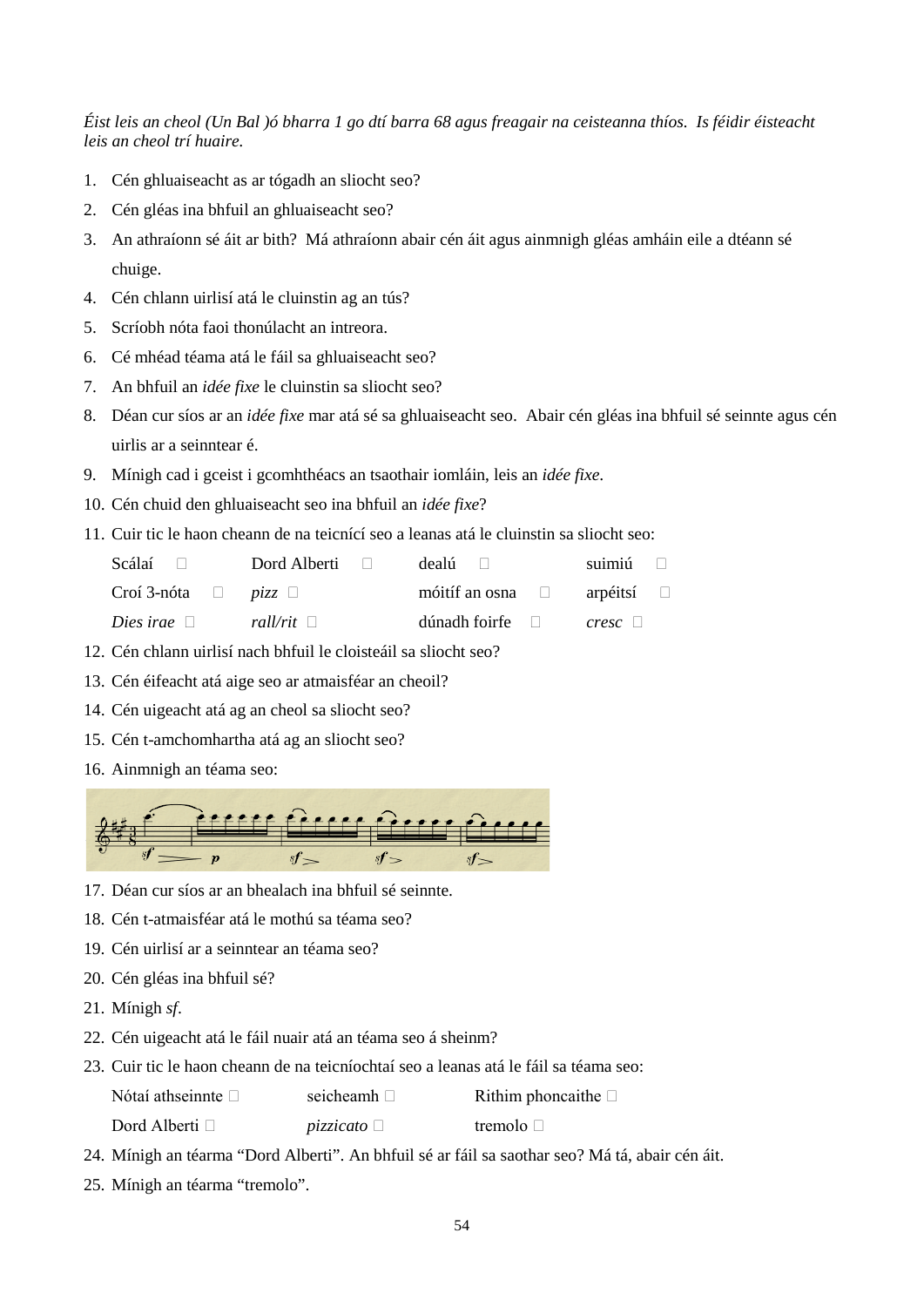*Éist leis an cheol (Un Bal )ó bharra 1 go dtí barra 68 agus freagair na ceisteanna thíos. Is féidir éisteacht leis an cheol trí huaire.*

1. Cén ghluaiseacht as ar tógadh an sliocht seo?
2. Cén gléas ina bhfuil an ghluaiseacht seo?
3. An athraíonn sé áit ar bith? Má athraíonn abair cén áit agus ainmnigh gléas amháin eile a dtéann sé chuige.
4. Cén chlann uirlisí atá le cluinstin ag an tús?
5. Scríobh nóta faoi thonúlacht an intreora.
6. Cé mhéad téama atá le fáil sa ghluaiseacht seo?
7. An bhfuil an *idée fixe* le cluinstin sa sliocht seo?
8. Déan cur síos ar an *idée fixe* mar atá sé sa ghluaiseacht seo. Abair cén gléas ina bhfuil sé seinnte agus cén uirlis ar a seinntear é.
9. Mínigh cad i gceist i gcomhthéacs an tsaothair iomláin, leis an *idée fixe*.
10. Cén chuid den ghluaiseacht seo ina bhfuil an *idée fixe*?
11. Cuir tic le haon cheann de na teicnící seo a leanas atá le cluinstin sa sliocht seo:

| | | | |
|---|---|---|---|
| Scálaí ☐ | Dord Alberti ☐ | dealú ☐ | suimiú ☐ |
| Croí 3-nóta ☐ | *pizz* ☐ | móitíf an osna ☐ | arpéitsí ☐ |
| *Dies irae* ☐ | *rall/rit* ☐ | dúnadh foirfe ☐ | *cresc* ☐ |

12. Cén chlann uirlisí nach bhfuil le cloisteáil sa sliocht seo?
13. Cén éifeacht atá aige seo ar atmaisféar an cheoil?
14. Cén uigeacht atá ag an cheol sa sliocht seo?
15. Cén t-amchomhartha atá ag an sliocht seo?
16. Ainmnigh an téama seo:
17. Déan cur síos ar an bhealach ina bhfuil sé seinnte.
18. Cén t-atmaisféar atá le mothú sa téama seo?
19. Cén uirlisí ar a seinntear an téama seo?
20. Cén gléas ina bhfuil sé?
21. Mínigh *sf*.
22. Cén uigeacht atá le fáil nuair atá an téama seo á sheinm?
23. Cuir tic le haon cheann de na teicníochtaí seo a leanas atá le fáil sa téama seo:

| | | |
|---|---|---|
| Nótaí athseinnte ☐ | seicheamh ☐ | Rithim phoncaithe ☐ |
| Dord Alberti ☐ | *pizzicato* ☐ | tremolo ☐ |

24. Mínigh an téarma "Dord Alberti". An bhfuil sé ar fáil sa saothar seo? Má tá, abair cén áit.
25. Mínigh an téarma "tremolo".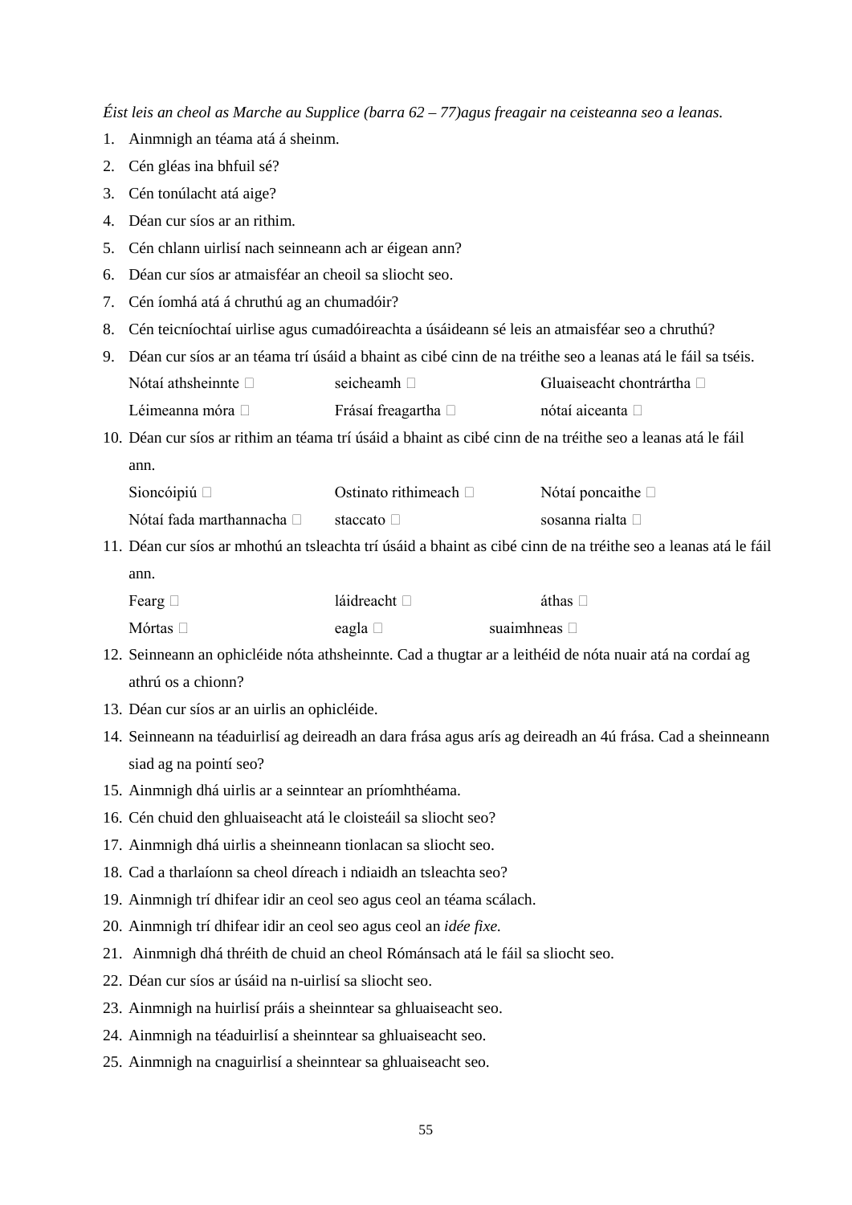*Éist leis an cheol as Marche au Supplice (barra 62 – 77)agus freagair na ceisteanna seo a leanas.*

1. Ainmnigh an téama atá á sheinm.
2. Cén gléas ina bhfuil sé?
3. Cén tonúlacht atá aige?
4. Déan cur síos ar an rithim.
5. Cén chlann uirlisí nach seinneann ach ar éigean ann?
6. Déan cur síos ar atmaisféar an cheoil sa sliocht seo.
7. Cén íomhá atá á chruthú ag an chumadóir?
8. Cén teicníochtaí uirlise agus cumadóireachta a úsáideann sé leis an atmaisféar seo a chruthú?
9. Déan cur síos ar an téama trí úsáid a bhaint as cibé cinn de na tréithe seo a leanas atá le fáil sa tséis.

   | | | |
   |---|---|---|
   | Nótaí athsheinnte ☐ | seicheamh ☐ | Gluaiseacht chontrártha ☐ |
   | Léimeanna móra ☐ | Frásaí freagartha ☐ | nótaí aiceanta ☐ |

10. Déan cur síos ar rithim an téama trí úsáid a bhaint as cibé cinn de na tréithe seo a leanas atá le fáil ann.

    | | | |
    |---|---|---|
    | Sioncóipiú ☐ | Ostinato rithimeach ☐ | Nótaí poncaithe ☐ |
    | Nótaí fada marthannacha ☐ | staccato ☐ | sosanna rialta ☐ |

11. Déan cur síos ar mhothú an tsleachta trí úsáid a bhaint as cibé cinn de na tréithe seo a leanas atá le fáil ann.

    | | | |
    |---|---|---|
    | Fearg ☐ | láidreacht ☐ | áthas ☐ |
    | Mórtas ☐ | eagla ☐ | suaimhneas ☐ |

12. Seinneann an ophicléide nóta athshseinnte. Cad a thugtar ar a leithéid de nóta nuair atá na cordaí ag athrú os a chionn?
13. Déan cur síos ar an uirlis an ophicléide.
14. Seinneann na téaduirlisí ag deireadh an dara frása agus arís ag deireadh an 4ú frása. Cad a sheinneann siad ag na pointí seo?
15. Ainmnigh dhá uirlis ar a seinntear an príomhthéama.
16. Cén chuid den ghluaiseacht atá le cloisteáil sa sliocht seo?
17. Ainmnigh dhá uirlis a sheinneann tionlacan sa sliocht seo.
18. Cad a tharlaíonn sa cheol díreach i ndiaidh an tsleachta seo?
19. Ainmnigh trí dhifear idir an ceol seo agus ceol an téama scálach.
20. Ainmnigh trí dhifear idir an ceol seo agus ceol an *idée fixe.*
21. Ainmnigh dhá thréith de chuid an cheol Rómánsach atá le fáil sa sliocht seo.
22. Déan cur síos ar úsáid na n-uirlisí sa sliocht seo.
23. Ainmnigh na huirlisí práis a sheinntear sa ghluaiseacht seo.
24. Ainmnigh na téaduirlisí a sheinntear sa ghluaiseacht seo.
25. Ainmnigh na cnaguirlisí a sheinntear sa ghluaiseacht seo.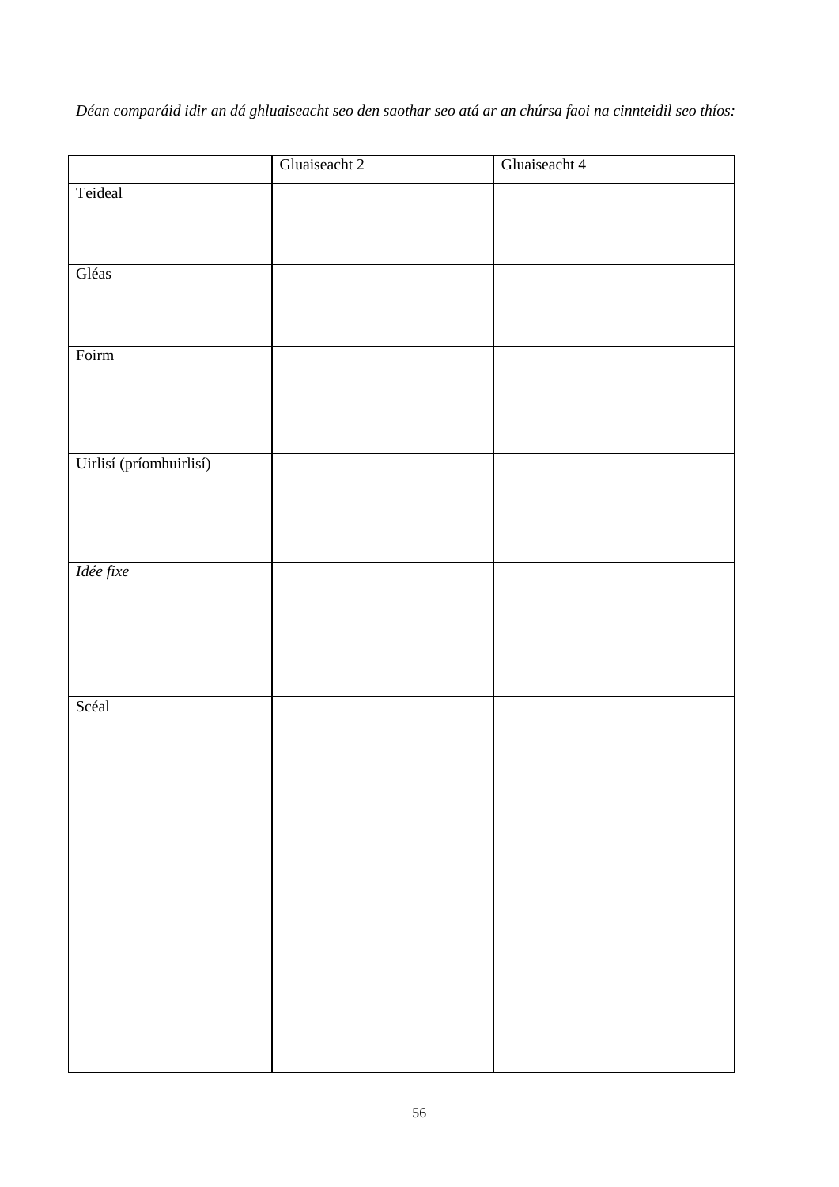*Déan comparáid idir an dá ghluaiseacht seo den saothar seo atá ar an chúrsa faoi na cinnteidil seo thíos:*

| | Gluaiseacht 2 | Gluaiseacht 4 |
|---|---|---|
| Teideal | | |
| Gléas | | |
| Foirm | | |
| Uirlisí (príomhuirlisí) | | |
| *Idée fixe* | | |
| Scéal | | |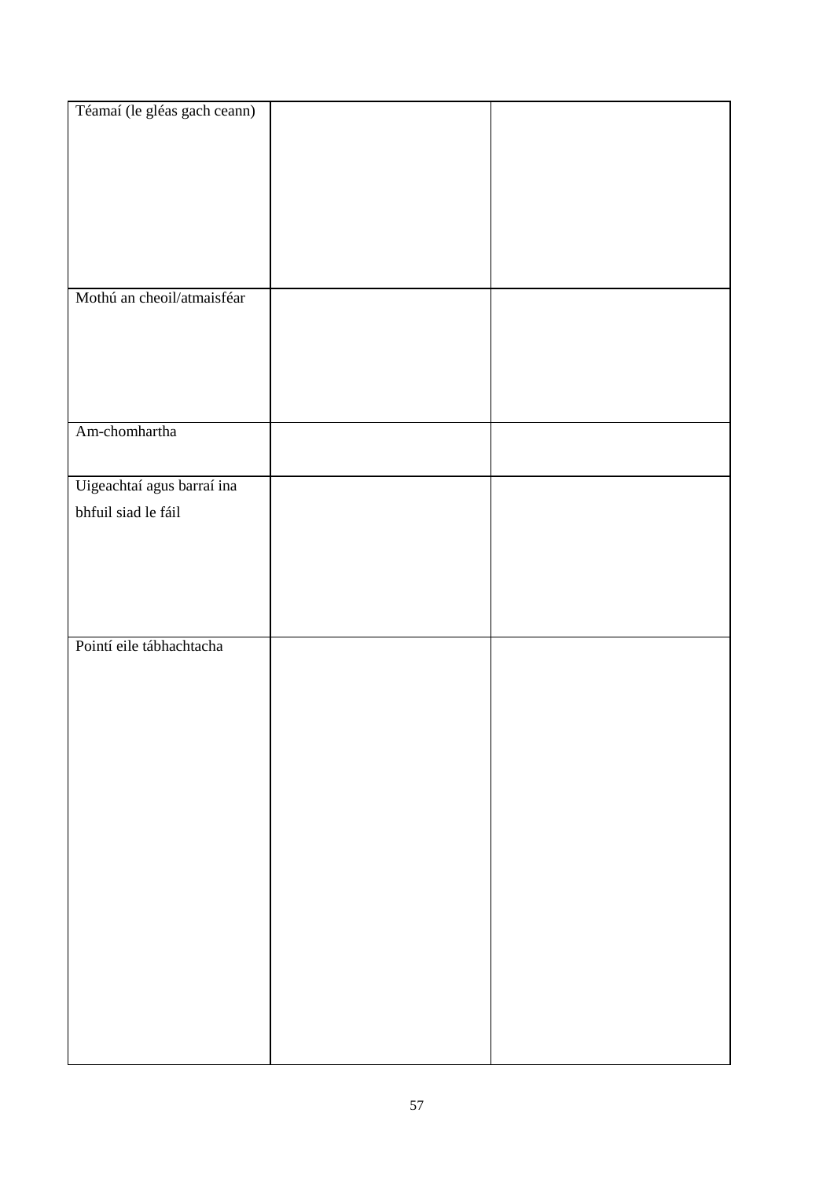| Téamaí (le gléas gach ceann) | | |
|---|---|---|
| Mothú an cheoil/atmaisféar | | |
| Am-chomhartha | | |
| Uigeachtaí agus barraí ina bhfuil siad le fáil | | |
| Pointí eile tábhachtacha | | |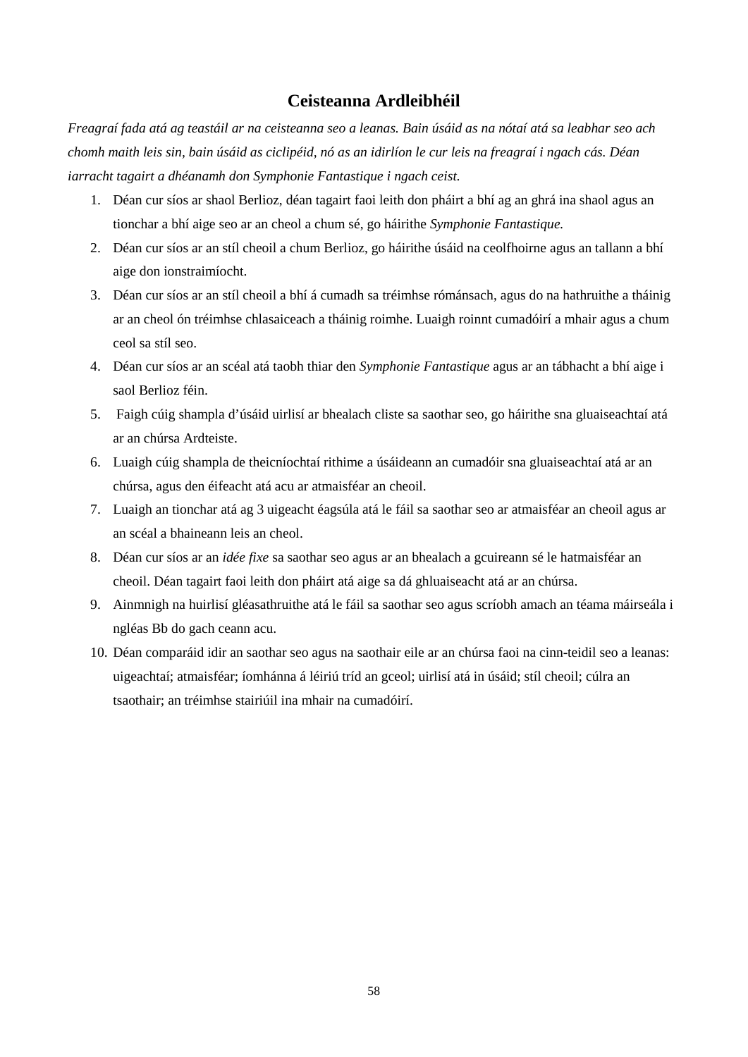## Ceisteanna Ardleibhéil

*Freagraí fada atá ag teastáil ar na ceisteanna seo a leanas. Bain úsáid as na nótaí atá sa leabhar seo ach chomh maith leis sin, bain úsáid as ciclipéid, nó as an idirlíon le cur leis na freagraí i ngach cás. Déan iarracht tagairt a dhéanamh don Symphonie Fantastique i ngach ceist.*

1. Déan cur síos ar shaol Berlioz, déan tagairt faoi leith don pháirt a bhí ag an ghrá ina shaol agus an tionchar a bhí aige seo ar an cheol a chum sé, go háirithe *Symphonie Fantastique.*
2. Déan cur síos ar an stíl cheoil a chum Berlioz, go háirithe úsáid na ceolfhoirne agus an tallann a bhí aige don ionstraimíocht.
3. Déan cur síos ar an stíl cheoil a bhí á cumadh sa tréimhse rómánsach, agus do na hathruithe a tháinig ar an cheol ón tréimhse chlasaiceach a tháinig roimhe. Luaigh roinnt cumadóirí a mhair agus a chum ceol sa stíl seo.
4. Déan cur síos ar an scéal atá taobh thiar den *Symphonie Fantastique* agus ar an tábhacht a bhí aige i saol Berlioz féin.
5. Faigh cúig shampla d'úsáid uirlisí ar bhealach cliste sa saothar seo, go háirithe sna gluaiseachtaí atá ar an chúrsa Ardteiste.
6. Luaigh cúig shampla de theicníochtaí rithime a úsáideann an cumadóir sna gluaiseachtaí atá ar an chúrsa, agus den éifeacht atá acu ar atmaisféar an cheoil.
7. Luaigh an tionchar atá ag 3 uigeacht éagsúla atá le fáil sa saothar seo ar atmaisféar an cheoil agus ar an scéal a bhaineann leis an cheol.
8. Déan cur síos ar an *idée fixe* sa saothar seo agus ar an bhealach a gcuireann sé le hatmaisféar an cheoil. Déan tagairt faoi leith don pháirt atá aige sa dá ghluaiseacht atá ar an chúrsa.
9. Ainmnigh na huirlisí gléasathruithe atá le fáil sa saothar seo agus scríobh amach an téama máirseála i ngléas Bb do gach ceann acu.
10. Déan comparáid idir an saothar seo agus na saothair eile ar an chúrsa faoi na cinn-teidil seo a leanas: uigeachtaí; atmaisféar; íomhánna á léiriú tríd an gceol; uirlisí atá in úsáid; stíl cheoil; cúlra an tsaothair; an tréimhse stairiúil ina mhair na cumadóirí.